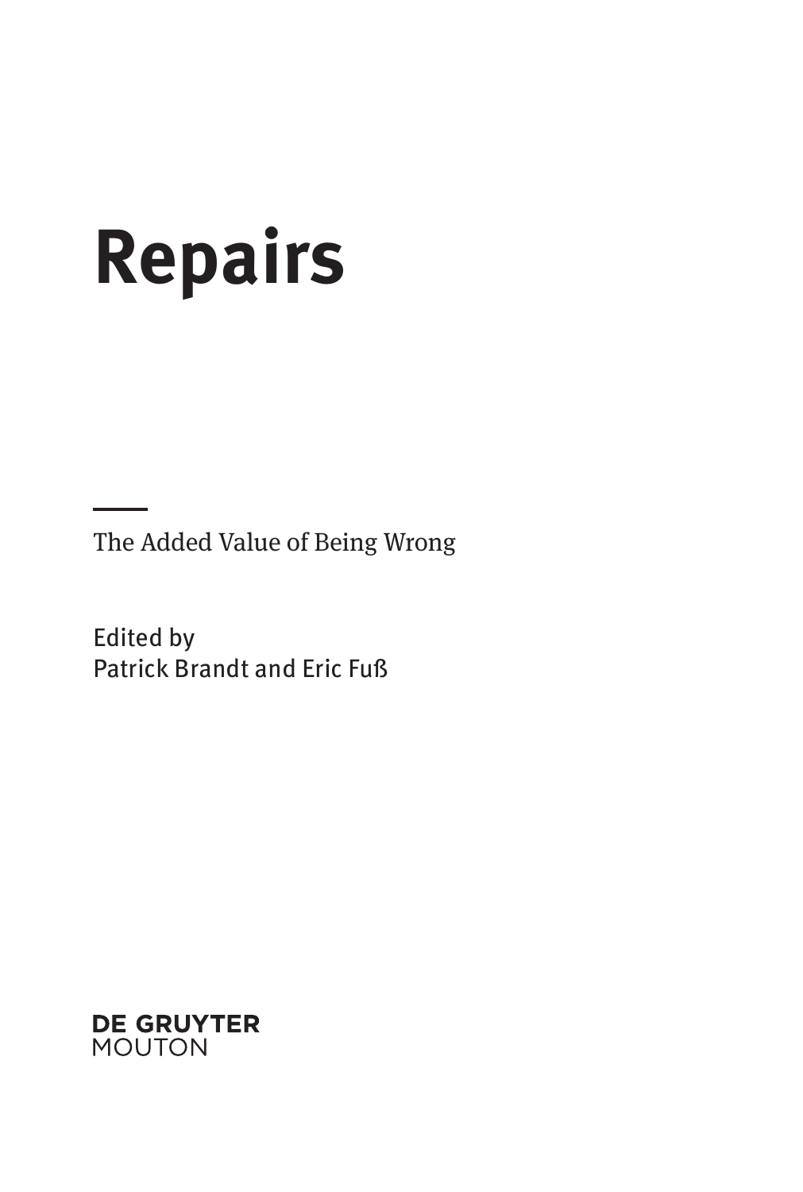# Repairs

The Added Value of Being Wrong

Edited by
Patrick Brandt and Eric Fuß

DE GRUYTER
MOUTON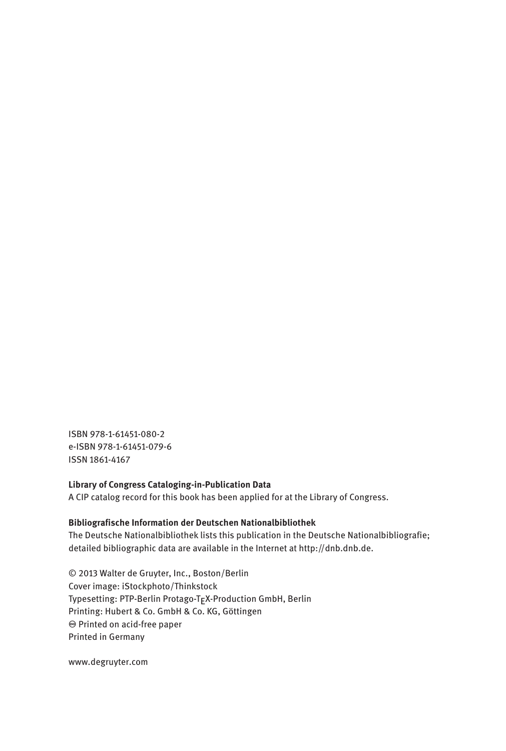ISBN 978-1-61451-080-2
e-ISBN 978-1-61451-079-6
ISSN 1861-4167

**Library of Congress Cataloging-in-Publication Data**
A CIP catalog record for this book has been applied for at the Library of Congress.

**Bibliografische Information der Deutschen Nationalbibliothek**
The Deutsche Nationalbibliothek lists this publication in the Deutsche Nationalbibliografie; detailed bibliographic data are available in the Internet at http://dnb.dnb.de.

© 2013 Walter de Gruyter, Inc., Boston/Berlin
Cover image: iStockphoto/Thinkstock
Typesetting: PTP-Berlin Protago-TEX-Production GmbH, Berlin
Printing: Hubert & Co. GmbH & Co. KG, Göttingen
♾ Printed on acid-free paper
Printed in Germany

www.degruyter.com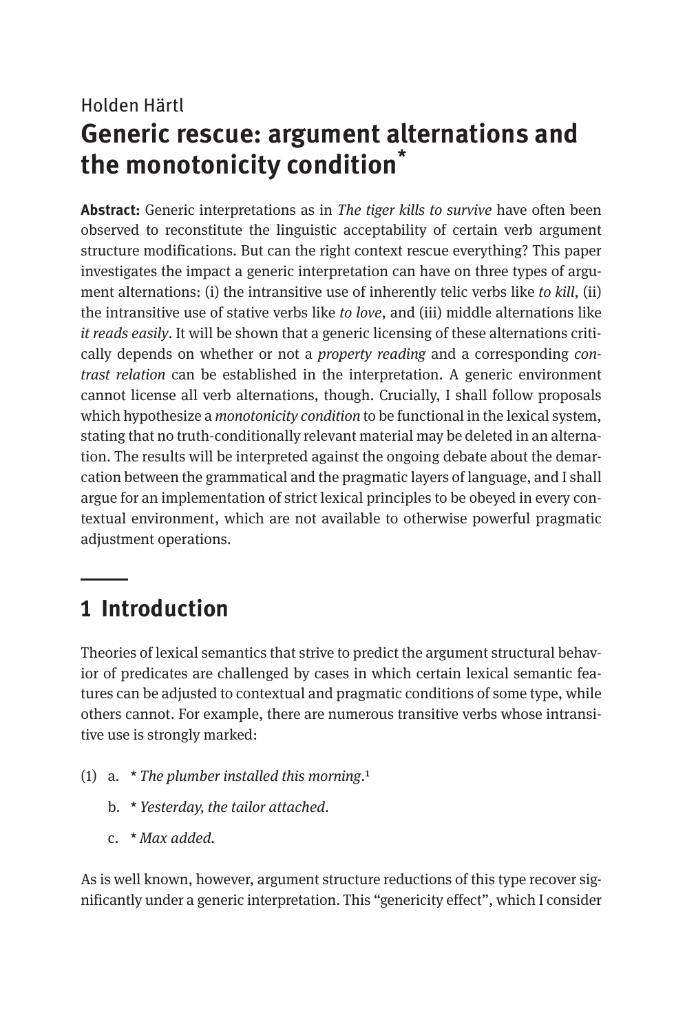Holden Härtl

# Generic rescue: argument alternations and the monotonicity condition*

**Abstract:** Generic interpretations as in *The tiger kills to survive* have often been observed to reconstitute the linguistic acceptability of certain verb argument structure modifications. But can the right context rescue everything? This paper investigates the impact a generic interpretation can have on three types of argument alternations: (i) the intransitive use of inherently telic verbs like *to kill*, (ii) the intransitive use of stative verbs like *to love*, and (iii) middle alternations like *it reads easily*. It will be shown that a generic licensing of these alternations critically depends on whether or not a *property reading* and a corresponding *contrast relation* can be established in the interpretation. A generic environment cannot license all verb alternations, though. Crucially, I shall follow proposals which hypothesize a *monotonicity condition* to be functional in the lexical system, stating that no truth-conditionally relevant material may be deleted in an alternation. The results will be interpreted against the ongoing debate about the demarcation between the grammatical and the pragmatic layers of language, and I shall argue for an implementation of strict lexical principles to be obeyed in every contextual environment, which are not available to otherwise powerful pragmatic adjustment operations.

## 1 Introduction

Theories of lexical semantics that strive to predict the argument structural behavior of predicates are challenged by cases in which certain lexical semantic features can be adjusted to contextual and pragmatic conditions of some type, while others cannot. For example, there are numerous transitive verbs whose intransitive use is strongly marked:

(1) a. * *The plumber installed this morning.*[1]

b. * *Yesterday, the tailor attached.*

c. * *Max added.*

As is well known, however, argument structure reductions of this type recover significantly under a generic interpretation. This "genericity effect", which I consider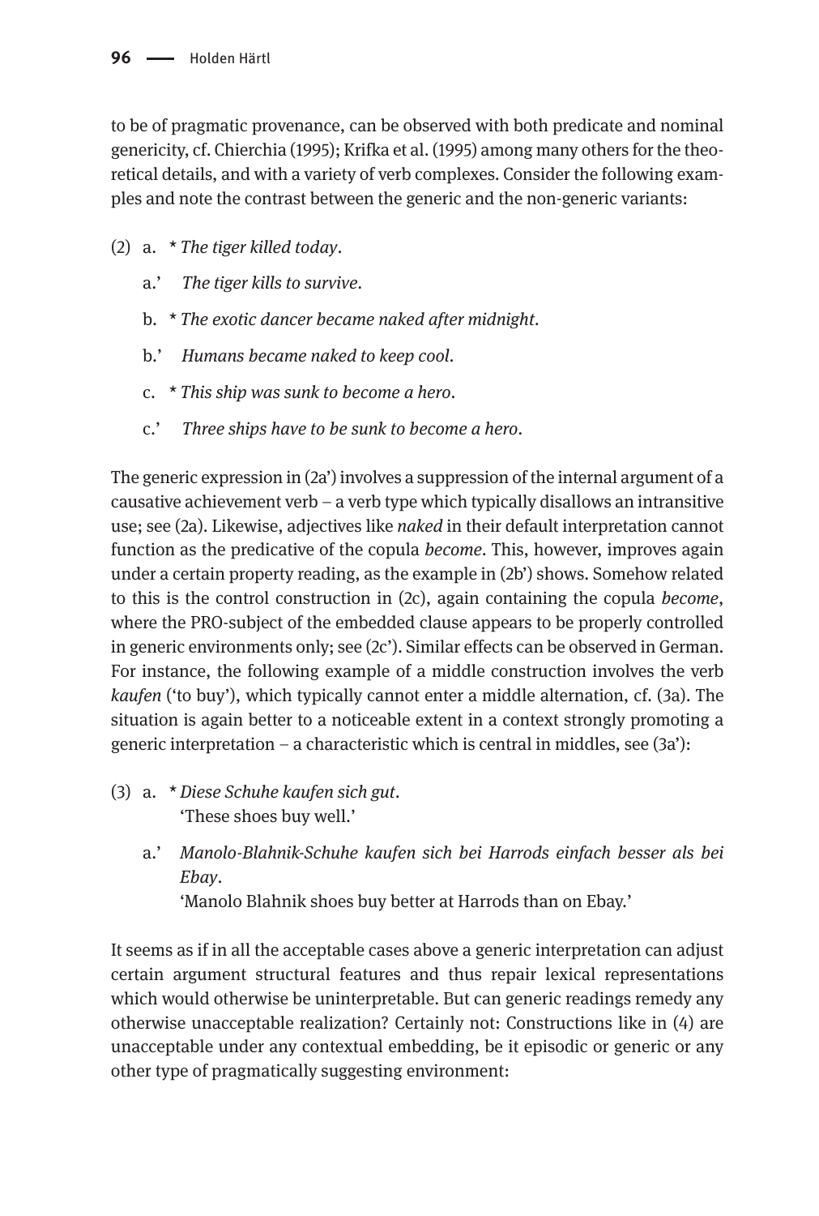to be of pragmatic provenance, can be observed with both predicate and nominal genericity, cf. Chierchia (1995); Krifka et al. (1995) among many others for the theoretical details, and with a variety of verb complexes. Consider the following examples and note the contrast between the generic and the non-generic variants:

(2) a. * *The tiger killed today*.

a.' *The tiger kills to survive*.

b. * *The exotic dancer became naked after midnight*.

b.' *Humans became naked to keep cool*.

c. * *This ship was sunk to become a hero*.

c.' *Three ships have to be sunk to become a hero*.

The generic expression in (2a') involves a suppression of the internal argument of a causative achievement verb – a verb type which typically disallows an intransitive use; see (2a). Likewise, adjectives like *naked* in their default interpretation cannot function as the predicative of the copula *become*. This, however, improves again under a certain property reading, as the example in (2b') shows. Somehow related to this is the control construction in (2c), again containing the copula *become*, where the PRO-subject of the embedded clause appears to be properly controlled in generic environments only; see (2c'). Similar effects can be observed in German. For instance, the following example of a middle construction involves the verb *kaufen* ('to buy'), which typically cannot enter a middle alternation, cf. (3a). The situation is again better to a noticeable extent in a context strongly promoting a generic interpretation – a characteristic which is central in middles, see (3a'):

(3) a. * *Diese Schuhe kaufen sich gut*.
'These shoes buy well.'

a.' *Manolo-Blahnik-Schuhe kaufen sich bei Harrods einfach besser als bei Ebay*.
'Manolo Blahnik shoes buy better at Harrods than on Ebay.'

It seems as if in all the acceptable cases above a generic interpretation can adjust certain argument structural features and thus repair lexical representations which would otherwise be uninterpretable. But can generic readings remedy any otherwise unacceptable realization? Certainly not: Constructions like in (4) are unacceptable under any contextual embedding, be it episodic or generic or any other type of pragmatically suggesting environment: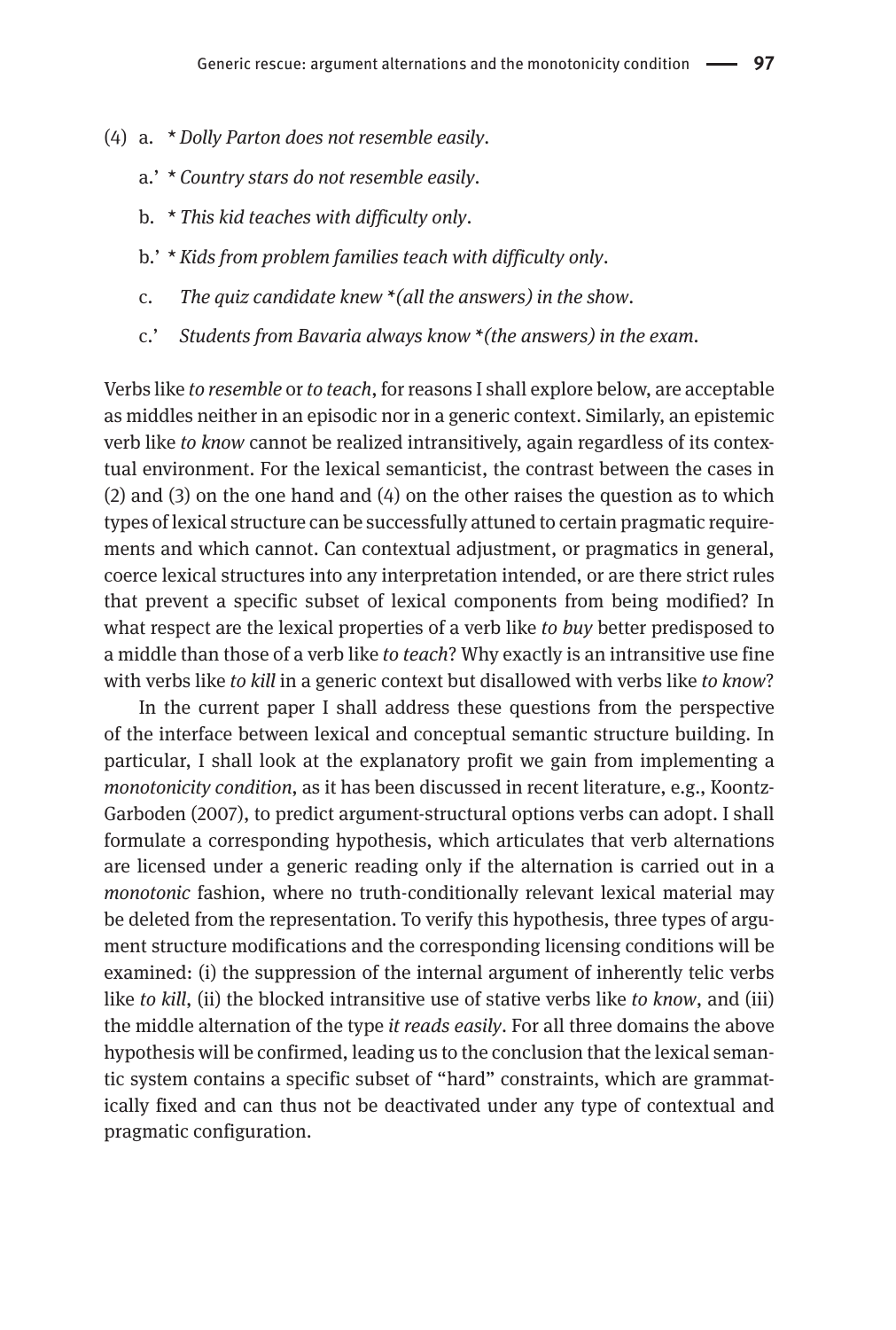(4) a. * *Dolly Parton does not resemble easily*.

a.' * *Country stars do not resemble easily*.

b. * *This kid teaches with difficulty only*.

b.' * *Kids from problem families teach with difficulty only*.

c. *The quiz candidate knew *(all the answers) in the show*.

c.' *Students from Bavaria always know *(the answers) in the exam*.

Verbs like *to resemble* or *to teach*, for reasons I shall explore below, are acceptable as middles neither in an episodic nor in a generic context. Similarly, an epistemic verb like *to know* cannot be realized intransitively, again regardless of its contextual environment. For the lexical semanticist, the contrast between the cases in (2) and (3) on the one hand and (4) on the other raises the question as to which types of lexical structure can be successfully attuned to certain pragmatic requirements and which cannot. Can contextual adjustment, or pragmatics in general, coerce lexical structures into any interpretation intended, or are there strict rules that prevent a specific subset of lexical components from being modified? In what respect are the lexical properties of a verb like *to buy* better predisposed to a middle than those of a verb like *to teach*? Why exactly is an intransitive use fine with verbs like *to kill* in a generic context but disallowed with verbs like *to know*?

In the current paper I shall address these questions from the perspective of the interface between lexical and conceptual semantic structure building. In particular, I shall look at the explanatory profit we gain from implementing a *monotonicity condition*, as it has been discussed in recent literature, e.g., Koontz-Garboden (2007), to predict argument-structural options verbs can adopt. I shall formulate a corresponding hypothesis, which articulates that verb alternations are licensed under a generic reading only if the alternation is carried out in a *monotonic* fashion, where no truth-conditionally relevant lexical material may be deleted from the representation. To verify this hypothesis, three types of argument structure modifications and the corresponding licensing conditions will be examined: (i) the suppression of the internal argument of inherently telic verbs like *to kill*, (ii) the blocked intransitive use of stative verbs like *to know*, and (iii) the middle alternation of the type *it reads easily*. For all three domains the above hypothesis will be confirmed, leading us to the conclusion that the lexical semantic system contains a specific subset of "hard" constraints, which are grammatically fixed and can thus not be deactivated under any type of contextual and pragmatic configuration.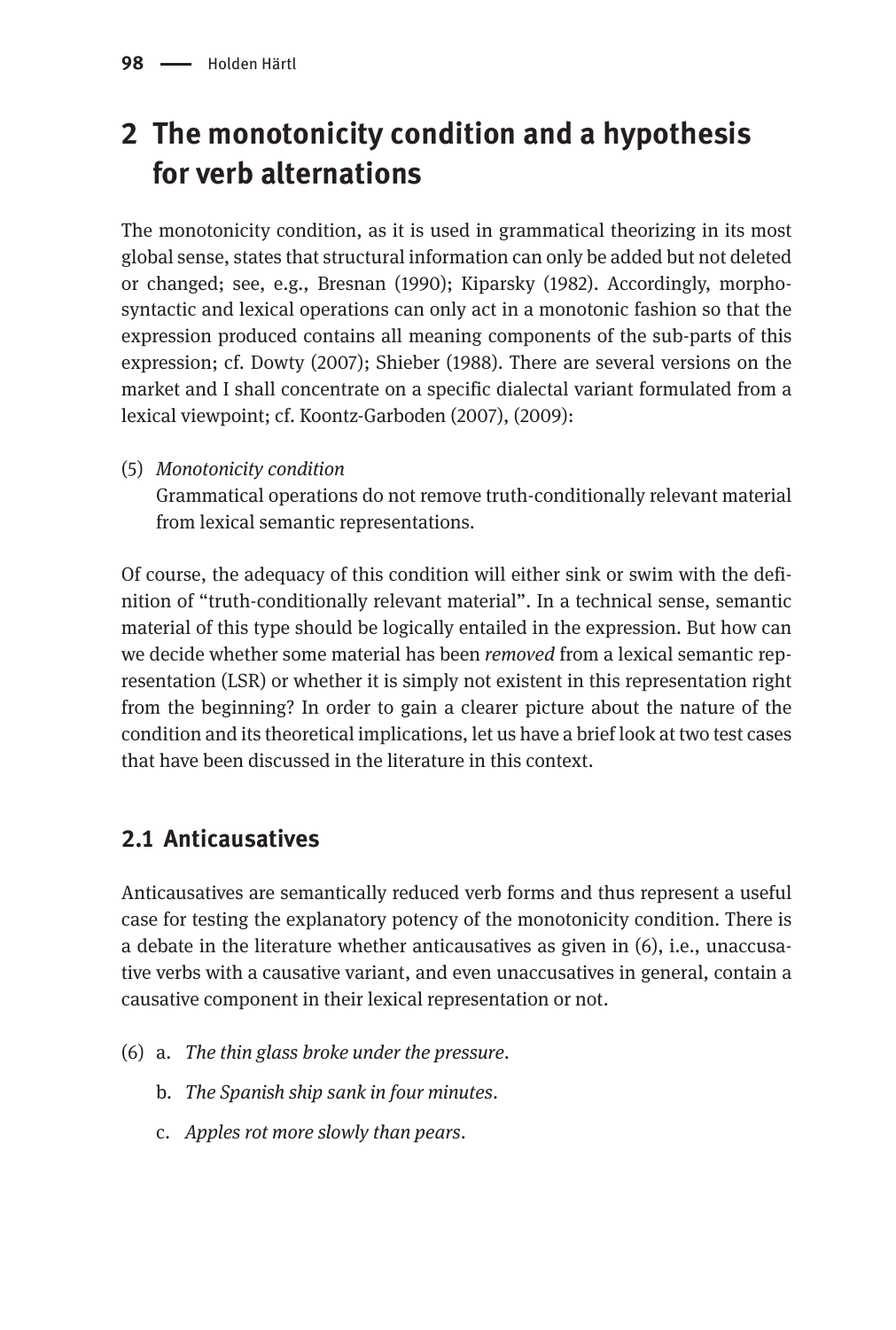## 2 The monotonicity condition and a hypothesis for verb alternations

The monotonicity condition, as it is used in grammatical theorizing in its most global sense, states that structural information can only be added but not deleted or changed; see, e.g., Bresnan (1990); Kiparsky (1982). Accordingly, morpho-syntactic and lexical operations can only act in a monotonic fashion so that the expression produced contains all meaning components of the sub-parts of this expression; cf. Dowty (2007); Shieber (1988). There are several versions on the market and I shall concentrate on a specific dialectal variant formulated from a lexical viewpoint; cf. Koontz-Garboden (2007), (2009):

(5) *Monotonicity condition*
Grammatical operations do not remove truth-conditionally relevant material from lexical semantic representations.

Of course, the adequacy of this condition will either sink or swim with the definition of "truth-conditionally relevant material". In a technical sense, semantic material of this type should be logically entailed in the expression. But how can we decide whether some material has been *removed* from a lexical semantic representation (LSR) or whether it is simply not existent in this representation right from the beginning? In order to gain a clearer picture about the nature of the condition and its theoretical implications, let us have a brief look at two test cases that have been discussed in the literature in this context.

### 2.1 Anticausatives

Anticausatives are semantically reduced verb forms and thus represent a useful case for testing the explanatory potency of the monotonicity condition. There is a debate in the literature whether anticausatives as given in (6), i.e., unaccusative verbs with a causative variant, and even unaccusatives in general, contain a causative component in their lexical representation or not.

(6) a. *The thin glass broke under the pressure.*

b. *The Spanish ship sank in four minutes.*

c. *Apples rot more slowly than pears.*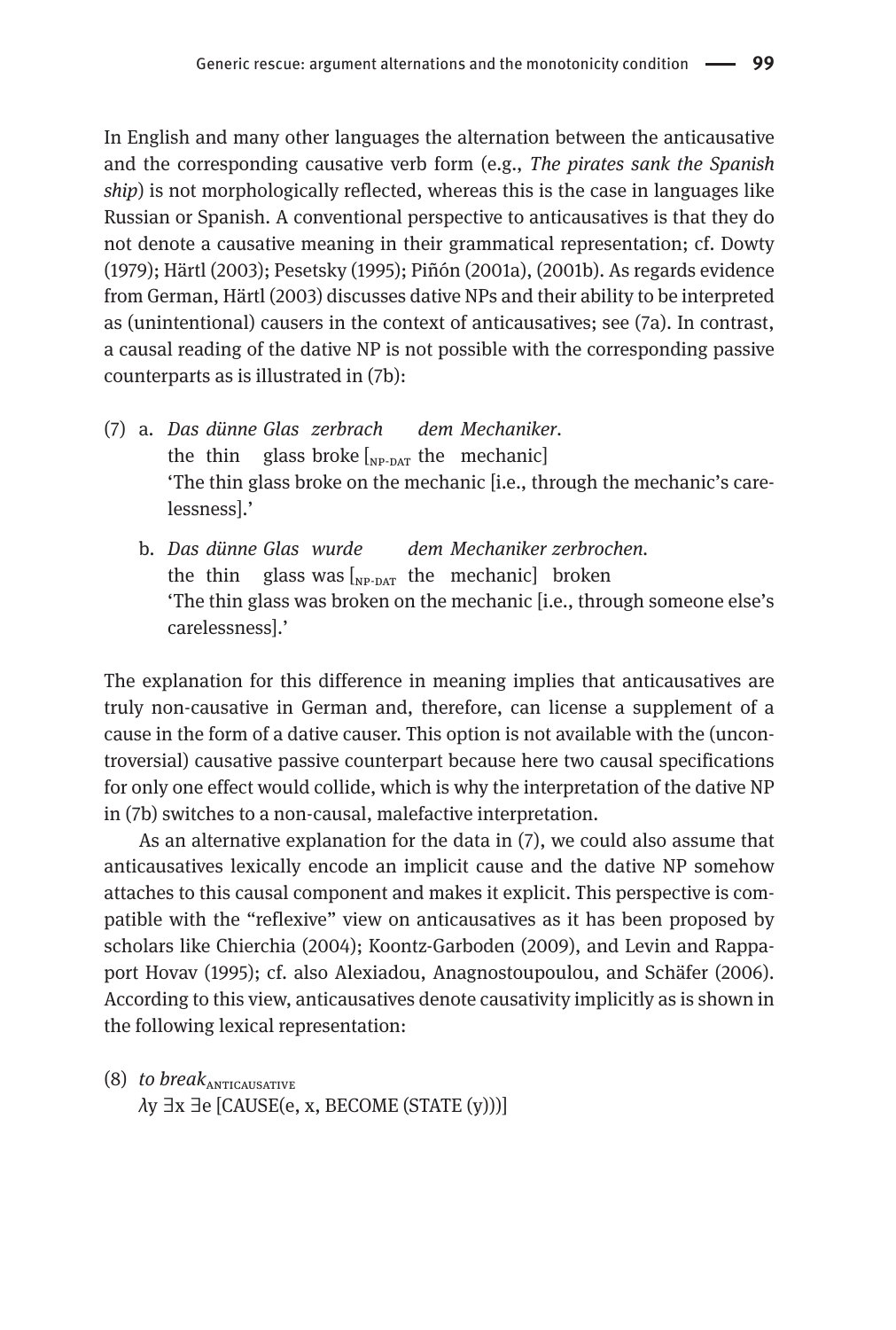In English and many other languages the alternation between the anticausative and the corresponding causative verb form (e.g., *The pirates sank the Spanish ship*) is not morphologically reflected, whereas this is the case in languages like Russian or Spanish. A conventional perspective to anticausatives is that they do not denote a causative meaning in their grammatical representation; cf. Dowty (1979); Härtl (2003); Pesetsky (1995); Piñón (2001a), (2001b). As regards evidence from German, Härtl (2003) discusses dative NPs and their ability to be interpreted as (unintentional) causers in the context of anticausatives; see (7a). In contrast, a causal reading of the dative NP is not possible with the corresponding passive counterparts as is illustrated in (7b):

(7) a. *Das dünne Glas zerbrach dem Mechaniker.*
   the thin glass broke [$_{\text{NP-DAT}}$ the mechanic]
   'The thin glass broke on the mechanic [i.e., through the mechanic's carelessness].'

   b. *Das dünne Glas wurde dem Mechaniker zerbrochen.*
   the thin glass was [$_{\text{NP-DAT}}$ the mechanic] broken
   'The thin glass was broken on the mechanic [i.e., through someone else's carelessness].'

The explanation for this difference in meaning implies that anticausatives are truly non-causative in German and, therefore, can license a supplement of a cause in the form of a dative causer. This option is not available with the (uncontroversial) causative passive counterpart because here two causal specifications for only one effect would collide, which is why the interpretation of the dative NP in (7b) switches to a non-causal, malefactive interpretation.

As an alternative explanation for the data in (7), we could also assume that anticausatives lexically encode an implicit cause and the dative NP somehow attaches to this causal component and makes it explicit. This perspective is compatible with the "reflexive" view on anticausatives as it has been proposed by scholars like Chierchia (2004); Koontz-Garboden (2009), and Levin and Rappaport Hovav (1995); cf. also Alexiadou, Anagnostoupoulou, and Schäfer (2006). According to this view, anticausatives denote causativity implicitly as is shown in the following lexical representation:

(8) *to break*$_{\text{ANTICAUSATIVE}}$
   $\lambda y\ \exists x\ \exists e\ [\text{CAUSE}(e, x, \text{BECOME}\ (\text{STATE}\ (y)))]$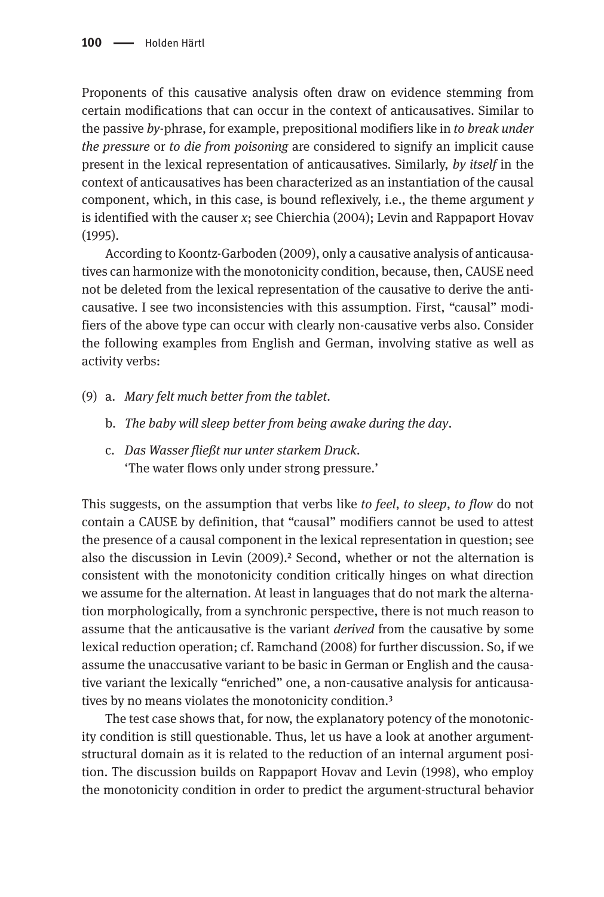Proponents of this causative analysis often draw on evidence stemming from certain modifications that can occur in the context of anticausatives. Similar to the passive *by*-phrase, for example, prepositional modifiers like in *to break under the pressure* or *to die from poisoning* are considered to signify an implicit cause present in the lexical representation of anticausatives. Similarly, *by itself* in the context of anticausatives has been characterized as an instantiation of the causal component, which, in this case, is bound reflexively, i.e., the theme argument *y* is identified with the causer *x*; see Chierchia (2004); Levin and Rappaport Hovav (1995).

According to Koontz-Garboden (2009), only a causative analysis of anticausatives can harmonize with the monotonicity condition, because, then, CAUSE need not be deleted from the lexical representation of the causative to derive the anticausative. I see two inconsistencies with this assumption. First, "causal" modifiers of the above type can occur with clearly non-causative verbs also. Consider the following examples from English and German, involving stative as well as activity verbs:

(9) a. *Mary felt much better from the tablet.*

b. *The baby will sleep better from being awake during the day.*

c. *Das Wasser fließt nur unter starkem Druck.*
'The water flows only under strong pressure.'

This suggests, on the assumption that verbs like *to feel*, *to sleep*, *to flow* do not contain a CAUSE by definition, that "causal" modifiers cannot be used to attest the presence of a causal component in the lexical representation in question; see also the discussion in Levin (2009).[2] Second, whether or not the alternation is consistent with the monotonicity condition critically hinges on what direction we assume for the alternation. At least in languages that do not mark the alternation morphologically, from a synchronic perspective, there is not much reason to assume that the anticausative is the variant *derived* from the causative by some lexical reduction operation; cf. Ramchand (2008) for further discussion. So, if we assume the unaccusative variant to be basic in German or English and the causative variant the lexically "enriched" one, a non-causative analysis for anticausatives by no means violates the monotonicity condition.[3]

The test case shows that, for now, the explanatory potency of the monotonicity condition is still questionable. Thus, let us have a look at another argument-structural domain as it is related to the reduction of an internal argument position. The discussion builds on Rappaport Hovav and Levin (1998), who employ the monotonicity condition in order to predict the argument-structural behavior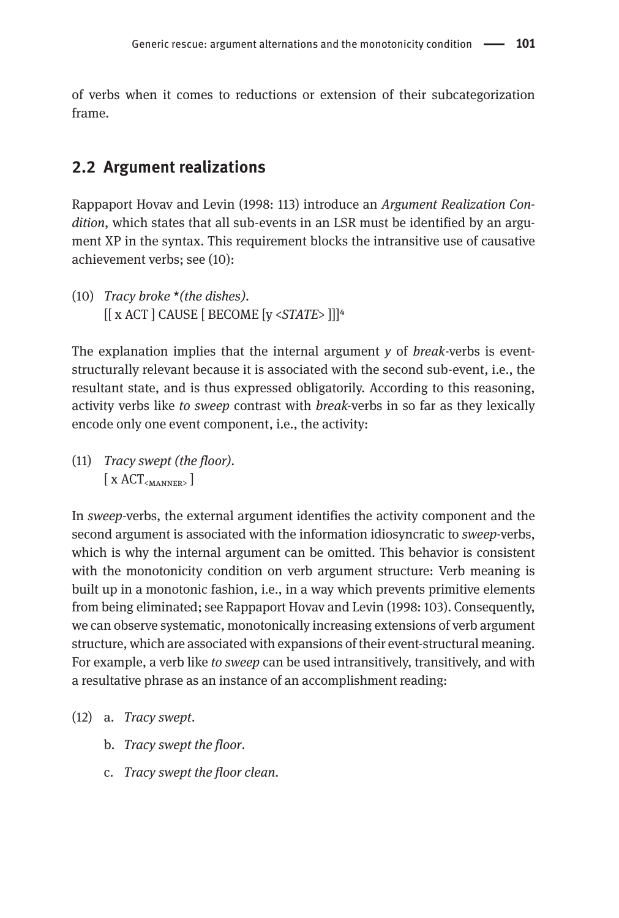of verbs when it comes to reductions or extension of their subcategorization frame.

## 2.2 Argument realizations

Rappaport Hovav and Levin (1998: 113) introduce an *Argument Realization Condition*, which states that all sub-events in an LSR must be identified by an argument XP in the syntax. This requirement blocks the intransitive use of causative achievement verbs; see (10):

(10) *Tracy broke *(the dishes).*
[[ x ACT ] CAUSE [ BECOME [y <*STATE*> ]]][4]

The explanation implies that the internal argument *y* of *break*-verbs is event-structurally relevant because it is associated with the second sub-event, i.e., the resultant state, and is thus expressed obligatorily. According to this reasoning, activity verbs like *to sweep* contrast with *break*-verbs in so far as they lexically encode only one event component, i.e., the activity:

(11) *Tracy swept (the floor).*
[ x $\text{ACT}_{\text{<MANNER>}}$ ]

In *sweep*-verbs, the external argument identifies the activity component and the second argument is associated with the information idiosyncratic to *sweep*-verbs, which is why the internal argument can be omitted. This behavior is consistent with the monotonicity condition on verb argument structure: Verb meaning is built up in a monotonic fashion, i.e., in a way which prevents primitive elements from being eliminated; see Rappaport Hovav and Levin (1998: 103). Consequently, we can observe systematic, monotonically increasing extensions of verb argument structure, which are associated with expansions of their event-structural meaning. For example, a verb like *to sweep* can be used intransitively, transitively, and with a resultative phrase as an instance of an accomplishment reading:

(12) a. *Tracy swept.*

b. *Tracy swept the floor.*

c. *Tracy swept the floor clean.*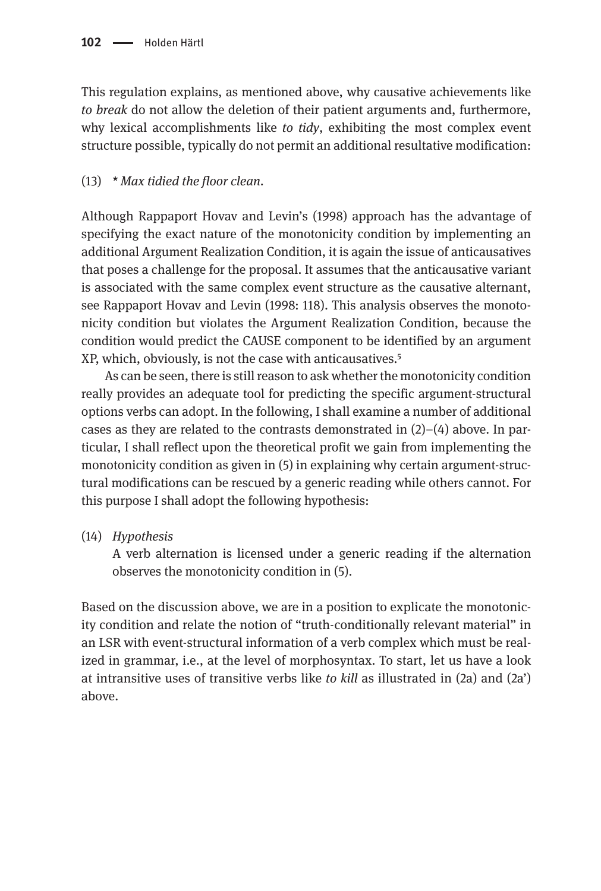This regulation explains, as mentioned above, why causative achievements like *to break* do not allow the deletion of their patient arguments and, furthermore, why lexical accomplishments like *to tidy*, exhibiting the most complex event structure possible, typically do not permit an additional resultative modification:

(13) *\* Max tidied the floor clean.*

Although Rappaport Hovav and Levin's (1998) approach has the advantage of specifying the exact nature of the monotonicity condition by implementing an additional Argument Realization Condition, it is again the issue of anticausatives that poses a challenge for the proposal. It assumes that the anticausative variant is associated with the same complex event structure as the causative alternant, see Rappaport Hovav and Levin (1998: 118). This analysis observes the monotonicity condition but violates the Argument Realization Condition, because the condition would predict the CAUSE component to be identified by an argument XP, which, obviously, is not the case with anticausatives.[5]

As can be seen, there is still reason to ask whether the monotonicity condition really provides an adequate tool for predicting the specific argument-structural options verbs can adopt. In the following, I shall examine a number of additional cases as they are related to the contrasts demonstrated in (2)–(4) above. In particular, I shall reflect upon the theoretical profit we gain from implementing the monotonicity condition as given in (5) in explaining why certain argument-structural modifications can be rescued by a generic reading while others cannot. For this purpose I shall adopt the following hypothesis:

(14) *Hypothesis*
A verb alternation is licensed under a generic reading if the alternation observes the monotonicity condition in (5).

Based on the discussion above, we are in a position to explicate the monotonicity condition and relate the notion of "truth-conditionally relevant material" in an LSR with event-structural information of a verb complex which must be realized in grammar, i.e., at the level of morphosyntax. To start, let us have a look at intransitive uses of transitive verbs like *to kill* as illustrated in (2a) and (2a') above.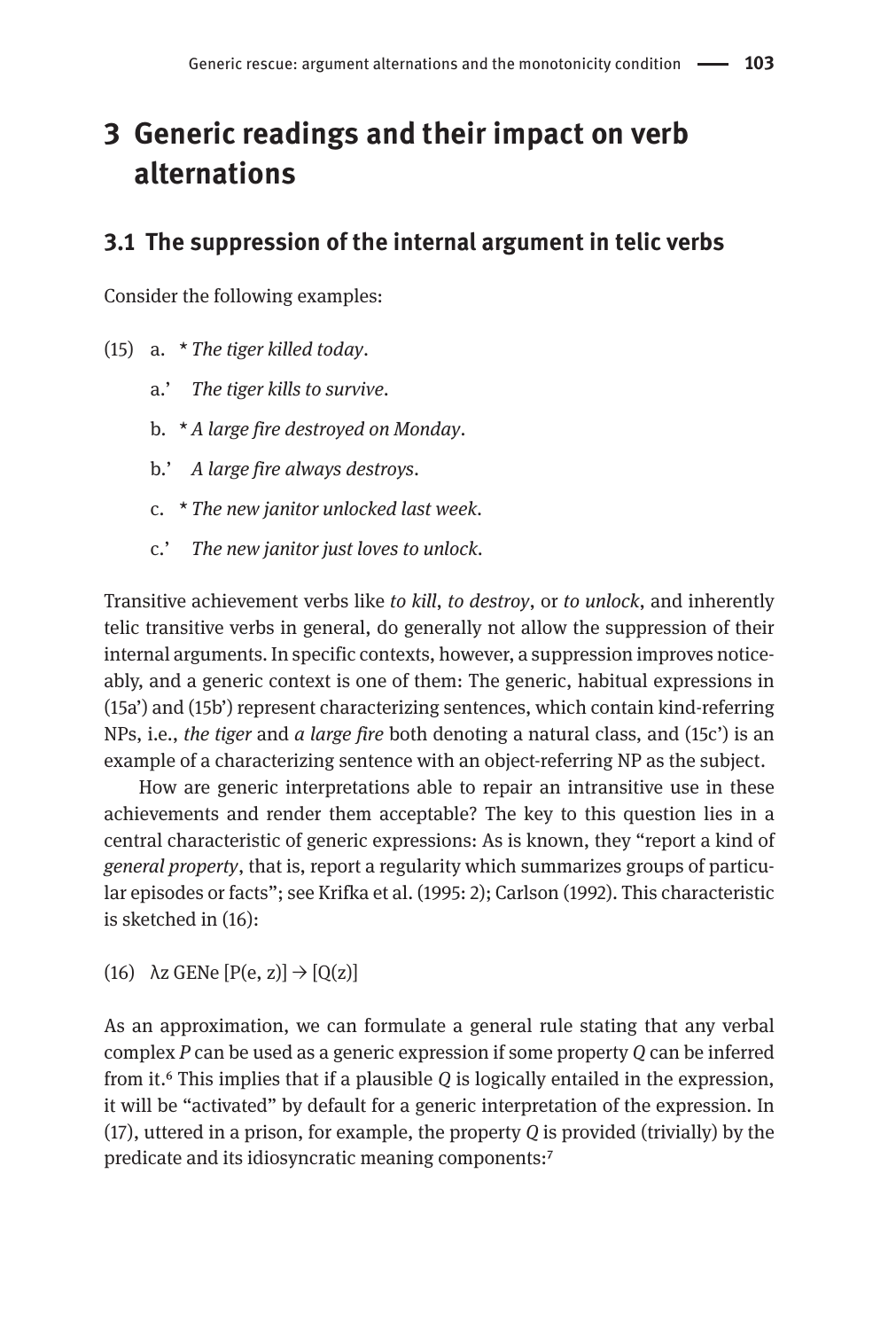# 3 Generic readings and their impact on verb alternations

## 3.1 The suppression of the internal argument in telic verbs

Consider the following examples:

(15) a. * *The tiger killed today*.

a.' *The tiger kills to survive*.

b. * *A large fire destroyed on Monday*.

b.' *A large fire always destroys*.

c. * *The new janitor unlocked last week*.

c.' *The new janitor just loves to unlock*.

Transitive achievement verbs like *to kill*, *to destroy*, or *to unlock*, and inherently telic transitive verbs in general, do generally not allow the suppression of their internal arguments. In specific contexts, however, a suppression improves noticeably, and a generic context is one of them: The generic, habitual expressions in (15a') and (15b') represent characterizing sentences, which contain kind-referring NPs, i.e., *the tiger* and *a large fire* both denoting a natural class, and (15c') is an example of a characterizing sentence with an object-referring NP as the subject.

How are generic interpretations able to repair an intransitive use in these achievements and render them acceptable? The key to this question lies in a central characteristic of generic expressions: As is known, they "report a kind of *general property*, that is, report a regularity which summarizes groups of particular episodes or facts"; see Krifka et al. (1995: 2); Carlson (1992). This characteristic is sketched in (16):

(16) λz GENe [P(e, z)] → [Q(z)]

As an approximation, we can formulate a general rule stating that any verbal complex *P* can be used as a generic expression if some property *Q* can be inferred from it.[6] This implies that if a plausible *Q* is logically entailed in the expression, it will be "activated" by default for a generic interpretation of the expression. In (17), uttered in a prison, for example, the property *Q* is provided (trivially) by the predicate and its idiosyncratic meaning components:[7]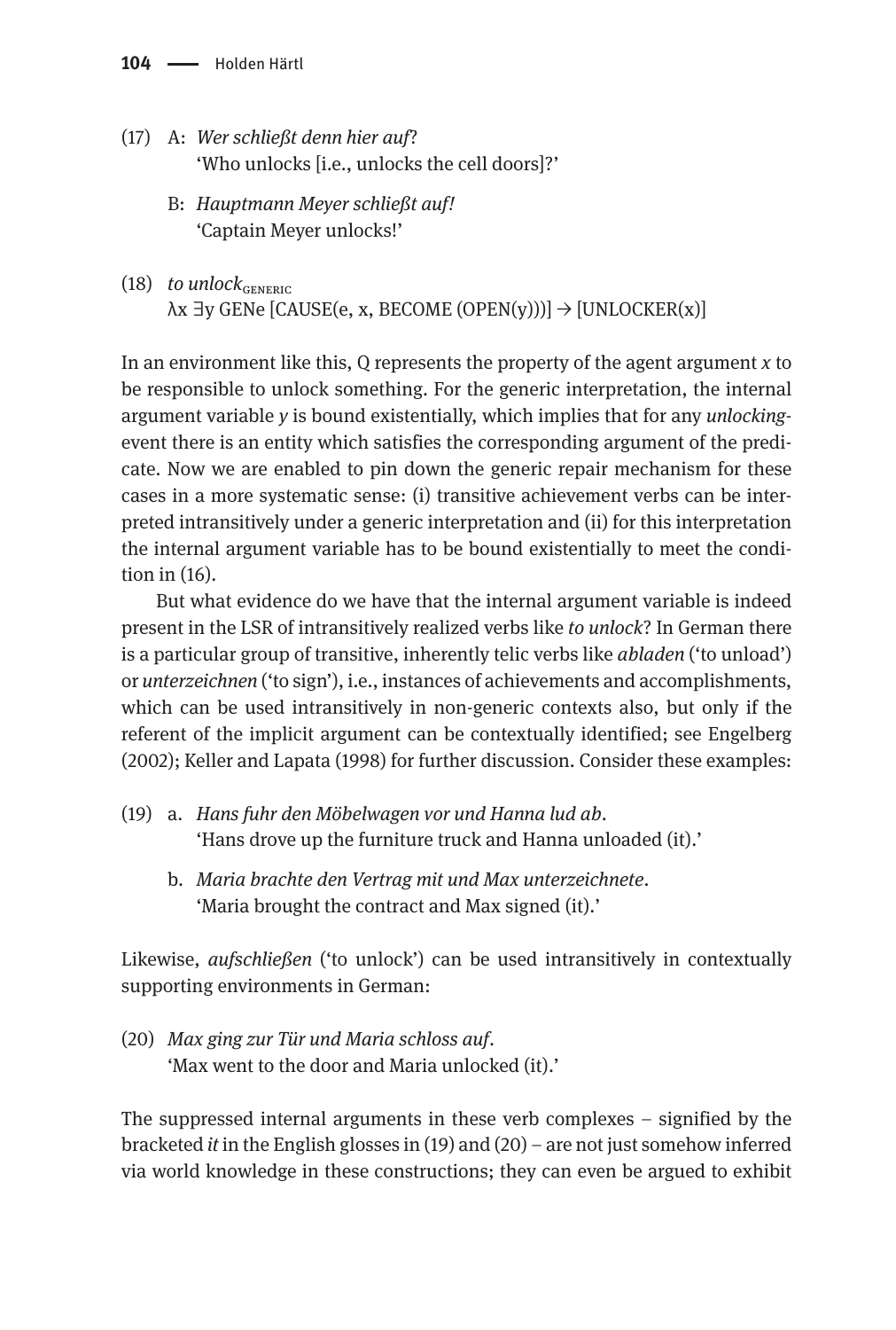(17) A: *Wer schließt denn hier auf*?
'Who unlocks [i.e., unlocks the cell doors]?'

B: *Hauptmann Meyer schließt auf!*
'Captain Meyer unlocks!'

(18) *to unlock*$_{\text{GENERIC}}$
$\lambda x\ \exists y$ GENe [CAUSE(e, x, BECOME (OPEN(y)))] → [UNLOCKER(x)]

In an environment like this, Q represents the property of the agent argument *x* to be responsible to unlock something. For the generic interpretation, the internal argument variable *y* is bound existentially, which implies that for any *unlocking*-event there is an entity which satisfies the corresponding argument of the predicate. Now we are enabled to pin down the generic repair mechanism for these cases in a more systematic sense: (i) transitive achievement verbs can be interpreted intransitively under a generic interpretation and (ii) for this interpretation the internal argument variable has to be bound existentially to meet the condition in (16).

But what evidence do we have that the internal argument variable is indeed present in the LSR of intransitively realized verbs like *to unlock*? In German there is a particular group of transitive, inherently telic verbs like *abladen* ('to unload') or *unterzeichnen* ('to sign'), i.e., instances of achievements and accomplishments, which can be used intransitively in non-generic contexts also, but only if the referent of the implicit argument can be contextually identified; see Engelberg (2002); Keller and Lapata (1998) for further discussion. Consider these examples:

(19) a. *Hans fuhr den Möbelwagen vor und Hanna lud ab*.
'Hans drove up the furniture truck and Hanna unloaded (it).'

b. *Maria brachte den Vertrag mit und Max unterzeichnete*.
'Maria brought the contract and Max signed (it).'

Likewise, *aufschließen* ('to unlock') can be used intransitively in contextually supporting environments in German:

(20) *Max ging zur Tür und Maria schloss auf*.
'Max went to the door and Maria unlocked (it).'

The suppressed internal arguments in these verb complexes – signified by the bracketed *it* in the English glosses in (19) and (20) – are not just somehow inferred via world knowledge in these constructions; they can even be argued to exhibit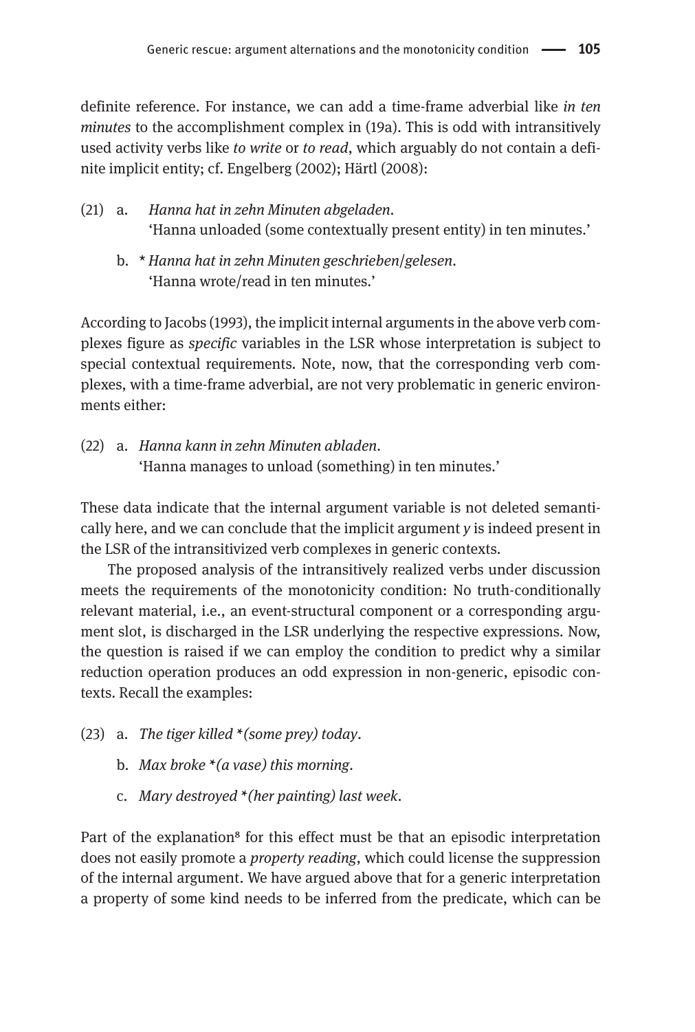definite reference. For instance, we can add a time-frame adverbial like *in ten minutes* to the accomplishment complex in (19a). This is odd with intransitively used activity verbs like *to write* or *to read*, which arguably do not contain a definite implicit entity; cf. Engelberg (2002); Härtl (2008):

(21) a. *Hanna hat in zehn Minuten abgeladen.*
'Hanna unloaded (some contextually present entity) in ten minutes.'

b. * *Hanna hat in zehn Minuten geschrieben/gelesen.*
'Hanna wrote/read in ten minutes.'

According to Jacobs (1993), the implicit internal arguments in the above verb complexes figure as *specific* variables in the LSR whose interpretation is subject to special contextual requirements. Note, now, that the corresponding verb complexes, with a time-frame adverbial, are not very problematic in generic environments either:

(22) a. *Hanna kann in zehn Minuten abladen.*
'Hanna manages to unload (something) in ten minutes.'

These data indicate that the internal argument variable is not deleted semantically here, and we can conclude that the implicit argument *y* is indeed present in the LSR of the intransitivized verb complexes in generic contexts.

The proposed analysis of the intransitively realized verbs under discussion meets the requirements of the monotonicity condition: No truth-conditionally relevant material, i.e., an event-structural component or a corresponding argument slot, is discharged in the LSR underlying the respective expressions. Now, the question is raised if we can employ the condition to predict why a similar reduction operation produces an odd expression in non-generic, episodic contexts. Recall the examples:

(23) a. *The tiger killed \*(some prey) today.*

b. *Max broke \*(a vase) this morning.*

c. *Mary destroyed \*(her painting) last week.*

Part of the explanation[8] for this effect must be that an episodic interpretation does not easily promote a *property reading*, which could license the suppression of the internal argument. We have argued above that for a generic interpretation a property of some kind needs to be inferred from the predicate, which can be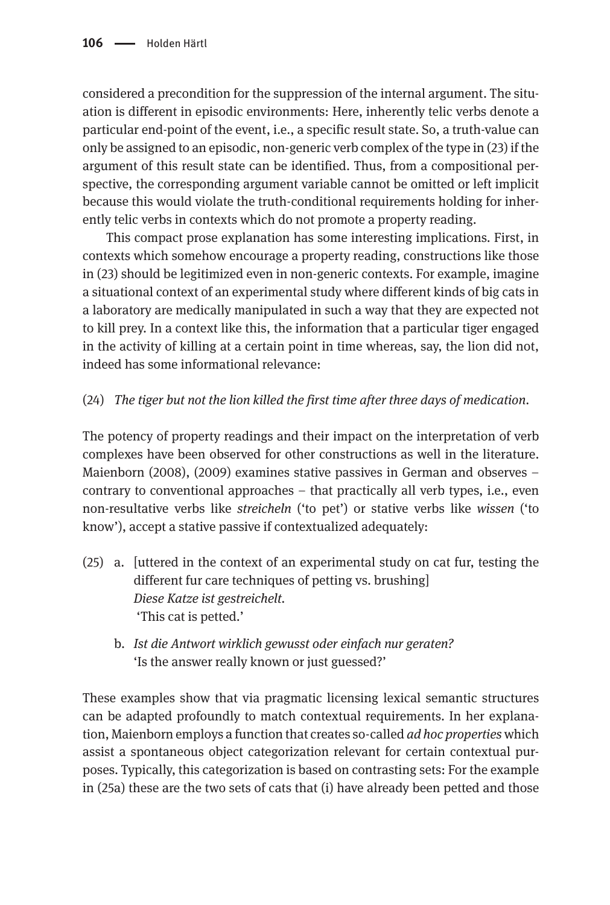considered a precondition for the suppression of the internal argument. The situation is different in episodic environments: Here, inherently telic verbs denote a particular end-point of the event, i.e., a specific result state. So, a truth-value can only be assigned to an episodic, non-generic verb complex of the type in (23) if the argument of this result state can be identified. Thus, from a compositional perspective, the corresponding argument variable cannot be omitted or left implicit because this would violate the truth-conditional requirements holding for inherently telic verbs in contexts which do not promote a property reading.

This compact prose explanation has some interesting implications. First, in contexts which somehow encourage a property reading, constructions like those in (23) should be legitimized even in non-generic contexts. For example, imagine a situational context of an experimental study where different kinds of big cats in a laboratory are medically manipulated in such a way that they are expected not to kill prey. In a context like this, the information that a particular tiger engaged in the activity of killing at a certain point in time whereas, say, the lion did not, indeed has some informational relevance:

(24) *The tiger but not the lion killed the first time after three days of medication.*

The potency of property readings and their impact on the interpretation of verb complexes have been observed for other constructions as well in the literature. Maienborn (2008), (2009) examines stative passives in German and observes – contrary to conventional approaches – that practically all verb types, i.e., even non-resultative verbs like *streicheln* ('to pet') or stative verbs like *wissen* ('to know'), accept a stative passive if contextualized adequately:

(25) a. [uttered in the context of an experimental study on cat fur, testing the different fur care techniques of petting vs. brushing]
*Diese Katze ist gestreichelt.*
'This cat is petted.'

b. *Ist die Antwort wirklich gewusst oder einfach nur geraten?*
'Is the answer really known or just guessed?'

These examples show that via pragmatic licensing lexical semantic structures can be adapted profoundly to match contextual requirements. In her explanation, Maienborn employs a function that creates so-called *ad hoc properties* which assist a spontaneous object categorization relevant for certain contextual purposes. Typically, this categorization is based on contrasting sets: For the example in (25a) these are the two sets of cats that (i) have already been petted and those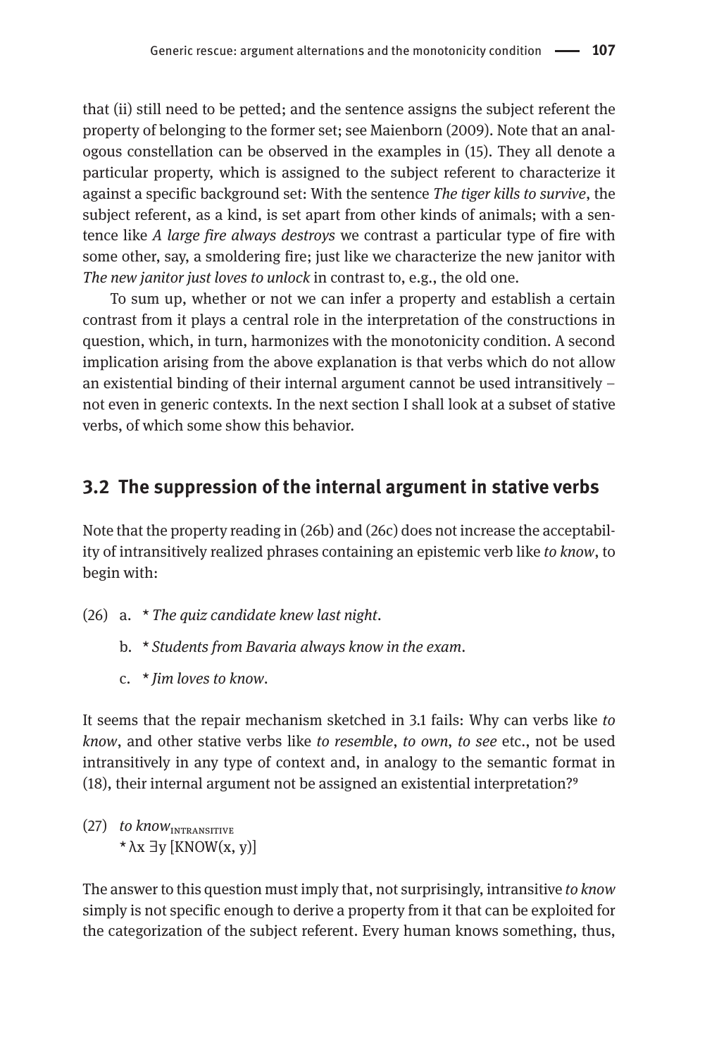that (ii) still need to be petted; and the sentence assigns the subject referent the property of belonging to the former set; see Maienborn (2009). Note that an analogous constellation can be observed in the examples in (15). They all denote a particular property, which is assigned to the subject referent to characterize it against a specific background set: With the sentence *The tiger kills to survive*, the subject referent, as a kind, is set apart from other kinds of animals; with a sentence like *A large fire always destroys* we contrast a particular type of fire with some other, say, a smoldering fire; just like we characterize the new janitor with *The new janitor just loves to unlock* in contrast to, e.g., the old one.

To sum up, whether or not we can infer a property and establish a certain contrast from it plays a central role in the interpretation of the constructions in question, which, in turn, harmonizes with the monotonicity condition. A second implication arising from the above explanation is that verbs which do not allow an existential binding of their internal argument cannot be used intransitively – not even in generic contexts. In the next section I shall look at a subset of stative verbs, of which some show this behavior.

## 3.2 The suppression of the internal argument in stative verbs

Note that the property reading in (26b) and (26c) does not increase the acceptability of intransitively realized phrases containing an epistemic verb like *to know*, to begin with:

(26) a. * *The quiz candidate knew last night*.

b. * *Students from Bavaria always know in the exam*.

c. * *Jim loves to know*.

It seems that the repair mechanism sketched in 3.1 fails: Why can verbs like *to know*, and other stative verbs like *to resemble*, *to own*, *to see* etc., not be used intransitively in any type of context and, in analogy to the semantic format in (18), their internal argument not be assigned an existential interpretation?[9]

(27) *to know*$_{\text{INTRANSITIVE}}$
* $\lambda x\ \exists y\ [\text{KNOW}(x, y)]$

The answer to this question must imply that, not surprisingly, intransitive *to know* simply is not specific enough to derive a property from it that can be exploited for the categorization of the subject referent. Every human knows something, thus,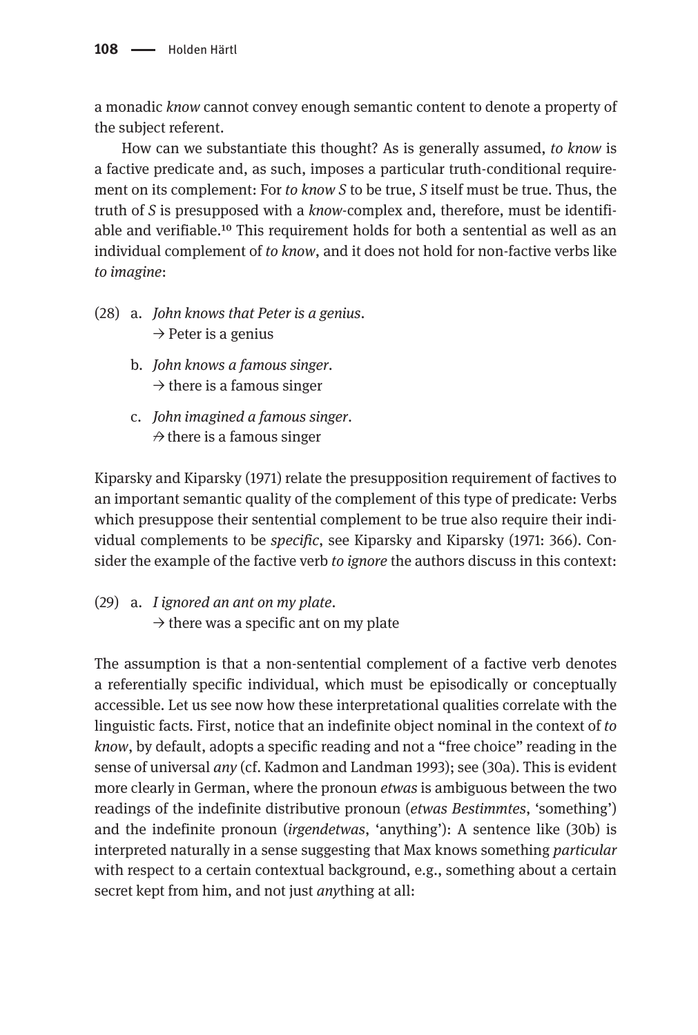a monadic *know* cannot convey enough semantic content to denote a property of the subject referent.

How can we substantiate this thought? As is generally assumed, *to know* is a factive predicate and, as such, imposes a particular truth-conditional requirement on its complement: For *to know S* to be true, *S* itself must be true. Thus, the truth of *S* is presupposed with a *know*-complex and, therefore, must be identifiable and verifiable.[10] This requirement holds for both a sentential as well as an individual complement of *to know*, and it does not hold for non-factive verbs like *to imagine*:

(28) a. *John knows that Peter is a genius.*
→ Peter is a genius

b. *John knows a famous singer.*
→ there is a famous singer

c. *John imagined a famous singer.*
↛ there is a famous singer

Kiparsky and Kiparsky (1971) relate the presupposition requirement of factives to an important semantic quality of the complement of this type of predicate: Verbs which presuppose their sentential complement to be true also require their individual complements to be *specific*, see Kiparsky and Kiparsky (1971: 366). Consider the example of the factive verb *to ignore* the authors discuss in this context:

(29) a. *I ignored an ant on my plate.*
→ there was a specific ant on my plate

The assumption is that a non-sentential complement of a factive verb denotes a referentially specific individual, which must be episodically or conceptually accessible. Let us see now how these interpretational qualities correlate with the linguistic facts. First, notice that an indefinite object nominal in the context of *to know*, by default, adopts a specific reading and not a "free choice" reading in the sense of universal *any* (cf. Kadmon and Landman 1993); see (30a). This is evident more clearly in German, where the pronoun *etwas* is ambiguous between the two readings of the indefinite distributive pronoun (*etwas Bestimmtes*, 'something') and the indefinite pronoun (*irgendetwas*, 'anything'): A sentence like (30b) is interpreted naturally in a sense suggesting that Max knows something *particular* with respect to a certain contextual background, e.g., something about a certain secret kept from him, and not just *any*thing at all: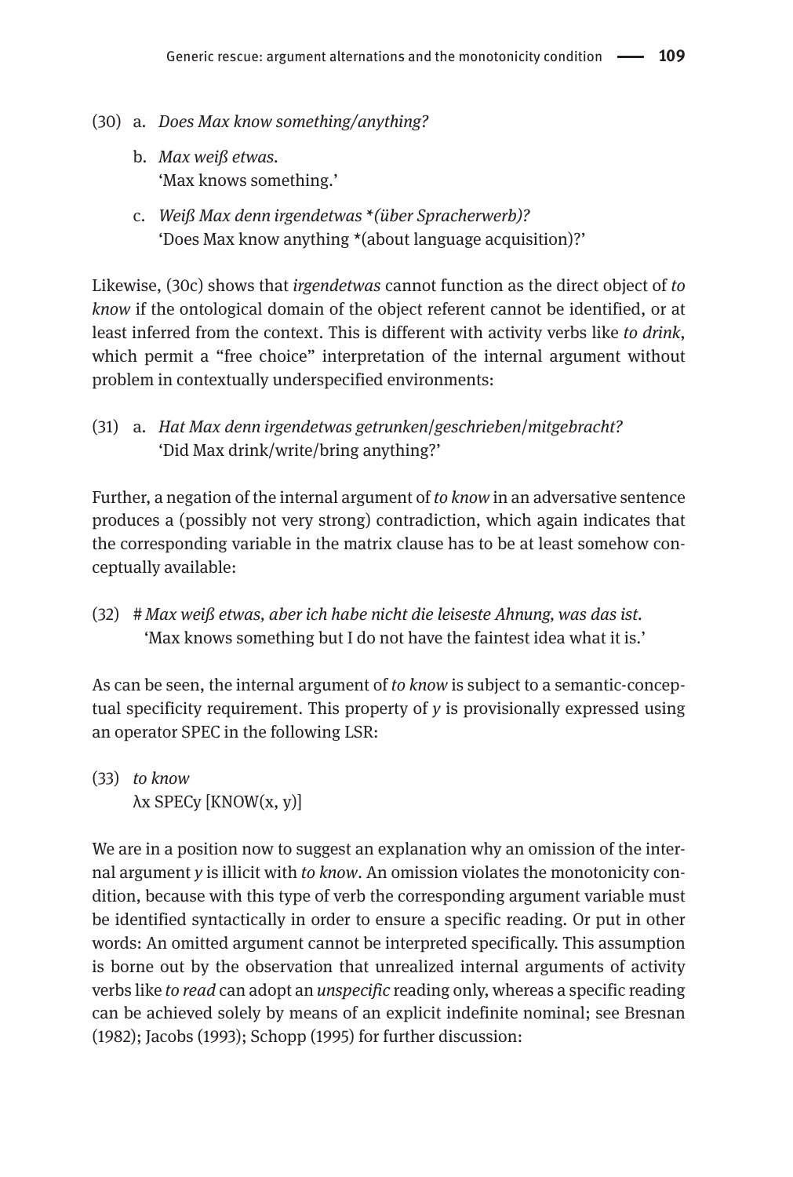(30) a. *Does Max know something/anything?*

b. *Max weiß etwas.*
'Max knows something.'

c. *Weiß Max denn irgendetwas \*(über Spracherwerb)?*
'Does Max know anything \*(about language acquisition)?'

Likewise, (30c) shows that *irgendetwas* cannot function as the direct object of *to know* if the ontological domain of the object referent cannot be identified, or at least inferred from the context. This is different with activity verbs like *to drink*, which permit a "free choice" interpretation of the internal argument without problem in contextually underspecified environments:

(31) a. *Hat Max denn irgendetwas getrunken/geschrieben/mitgebracht?*
'Did Max drink/write/bring anything?'

Further, a negation of the internal argument of *to know* in an adversative sentence produces a (possibly not very strong) contradiction, which again indicates that the corresponding variable in the matrix clause has to be at least somehow conceptually available:

(32) # *Max weiß etwas, aber ich habe nicht die leiseste Ahnung, was das ist.*
'Max knows something but I do not have the faintest idea what it is.'

As can be seen, the internal argument of *to know* is subject to a semantic-conceptual specificity requirement. This property of *y* is provisionally expressed using an operator SPEC in the following LSR:

(33) *to know*
λx SPECy [KNOW(x, y)]

We are in a position now to suggest an explanation why an omission of the internal argument *y* is illicit with *to know*. An omission violates the monotonicity condition, because with this type of verb the corresponding argument variable must be identified syntactically in order to ensure a specific reading. Or put in other words: An omitted argument cannot be interpreted specifically. This assumption is borne out by the observation that unrealized internal arguments of activity verbs like *to read* can adopt an *unspecific* reading only, whereas a specific reading can be achieved solely by means of an explicit indefinite nominal; see Bresnan (1982); Jacobs (1993); Schopp (1995) for further discussion: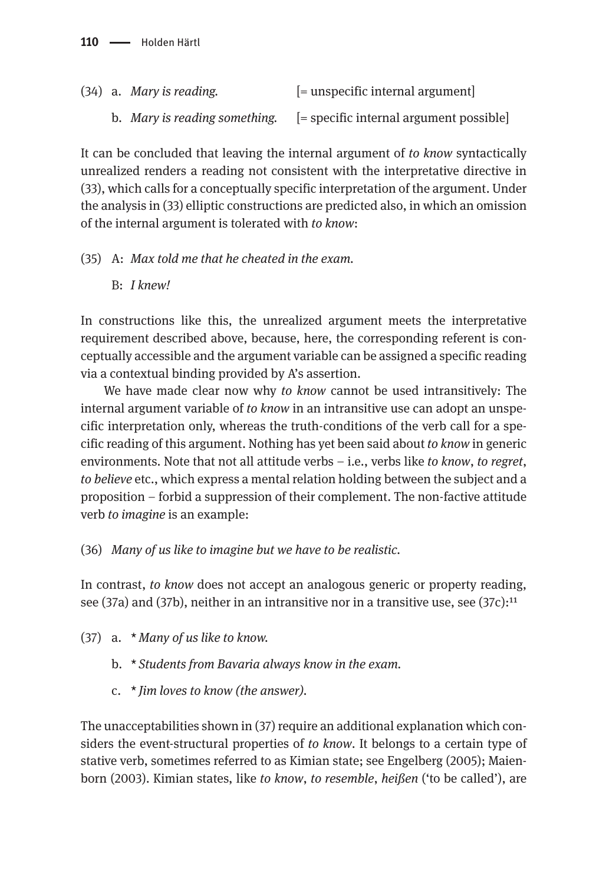(34) a. *Mary is reading.* [= unspecific internal argument]

b. *Mary is reading something.* [= specific internal argument possible]

It can be concluded that leaving the internal argument of *to know* syntactically unrealized renders a reading not consistent with the interpretative directive in (33), which calls for a conceptually specific interpretation of the argument. Under the analysis in (33) elliptic constructions are predicted also, in which an omission of the internal argument is tolerated with *to know*:

(35) A: *Max told me that he cheated in the exam.*

B: *I knew!*

In constructions like this, the unrealized argument meets the interpretative requirement described above, because, here, the corresponding referent is conceptually accessible and the argument variable can be assigned a specific reading via a contextual binding provided by A's assertion.

We have made clear now why *to know* cannot be used intransitively: The internal argument variable of *to know* in an intransitive use can adopt an unspecific interpretation only, whereas the truth-conditions of the verb call for a specific reading of this argument. Nothing has yet been said about *to know* in generic environments. Note that not all attitude verbs – i.e., verbs like *to know*, *to regret*, *to believe* etc., which express a mental relation holding between the subject and a proposition – forbid a suppression of their complement. The non-factive attitude verb *to imagine* is an example:

(36) *Many of us like to imagine but we have to be realistic.*

In contrast, *to know* does not accept an analogous generic or property reading, see (37a) and (37b), neither in an intransitive nor in a transitive use, see (37c):[11]

(37) a. * *Many of us like to know.*

b. * *Students from Bavaria always know in the exam.*

c. * *Jim loves to know (the answer).*

The unacceptabilities shown in (37) require an additional explanation which considers the event-structural properties of *to know*. It belongs to a certain type of stative verb, sometimes referred to as Kimian state; see Engelberg (2005); Maienborn (2003). Kimian states, like *to know*, *to resemble*, *heißen* ('to be called'), are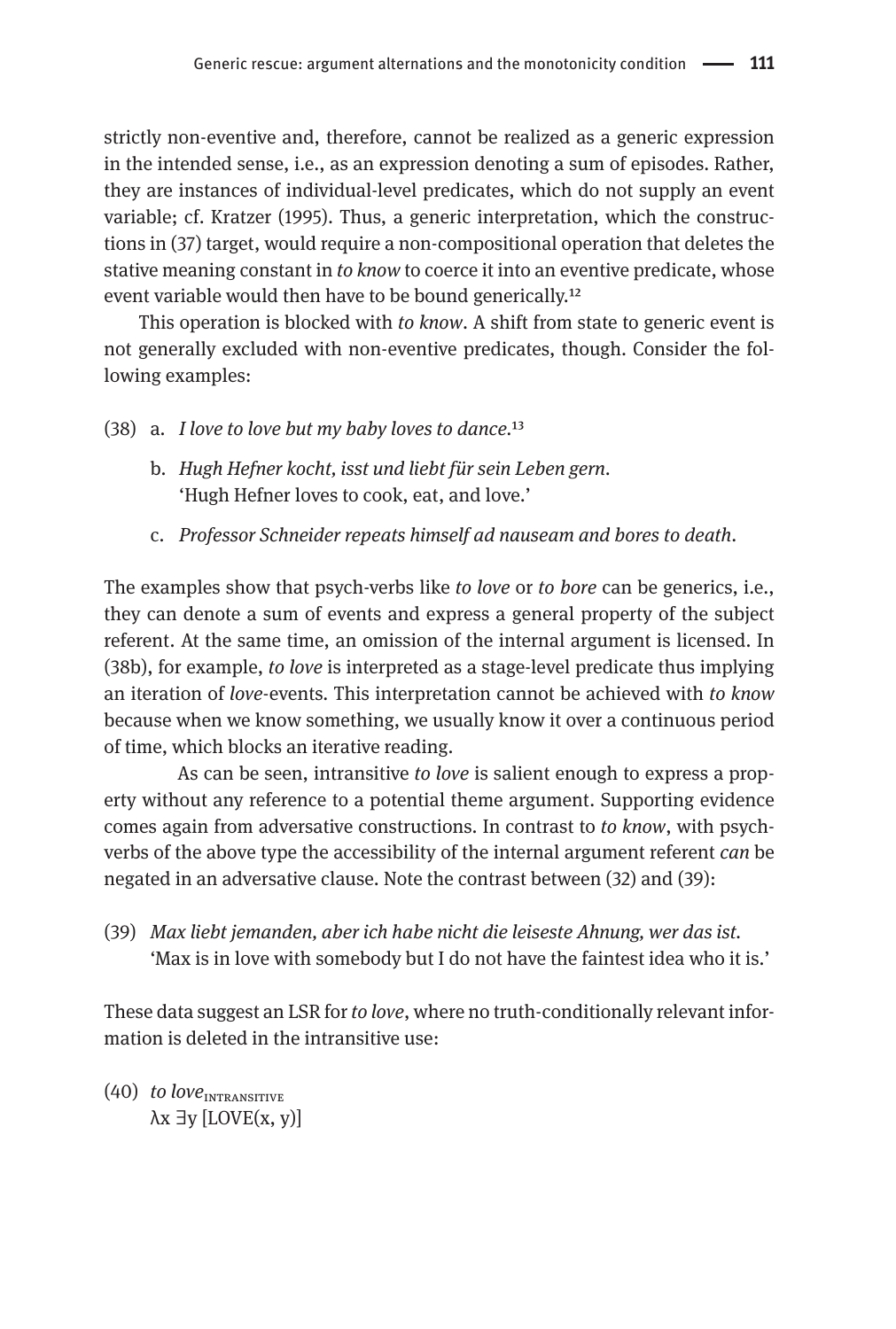strictly non-eventive and, therefore, cannot be realized as a generic expression in the intended sense, i.e., as an expression denoting a sum of episodes. Rather, they are instances of individual-level predicates, which do not supply an event variable; cf. Kratzer (1995). Thus, a generic interpretation, which the constructions in (37) target, would require a non-compositional operation that deletes the stative meaning constant in *to know* to coerce it into an eventive predicate, whose event variable would then have to be bound generically.[12]

This operation is blocked with *to know*. A shift from state to generic event is not generally excluded with non-eventive predicates, though. Consider the following examples:

(38) a. *I love to love but my baby loves to dance.*[13]

b. *Hugh Hefner kocht, isst und liebt für sein Leben gern.*
'Hugh Hefner loves to cook, eat, and love.'

c. *Professor Schneider repeats himself ad nauseam and bores to death.*

The examples show that psych-verbs like *to love* or *to bore* can be generics, i.e., they can denote a sum of events and express a general property of the subject referent. At the same time, an omission of the internal argument is licensed. In (38b), for example, *to love* is interpreted as a stage-level predicate thus implying an iteration of *love*-events. This interpretation cannot be achieved with *to know* because when we know something, we usually know it over a continuous period of time, which blocks an iterative reading.

As can be seen, intransitive *to love* is salient enough to express a property without any reference to a potential theme argument. Supporting evidence comes again from adversative constructions. In contrast to *to know*, with psych-verbs of the above type the accessibility of the internal argument referent *can* be negated in an adversative clause. Note the contrast between (32) and (39):

(39) *Max liebt jemanden, aber ich habe nicht die leiseste Ahnung, wer das ist.*
'Max is in love with somebody but I do not have the faintest idea who it is.'

These data suggest an LSR for *to love*, where no truth-conditionally relevant information is deleted in the intransitive use:

(40) *to love*$_{\text{INTRANSITIVE}}$
λx ∃y [LOVE(x, y)]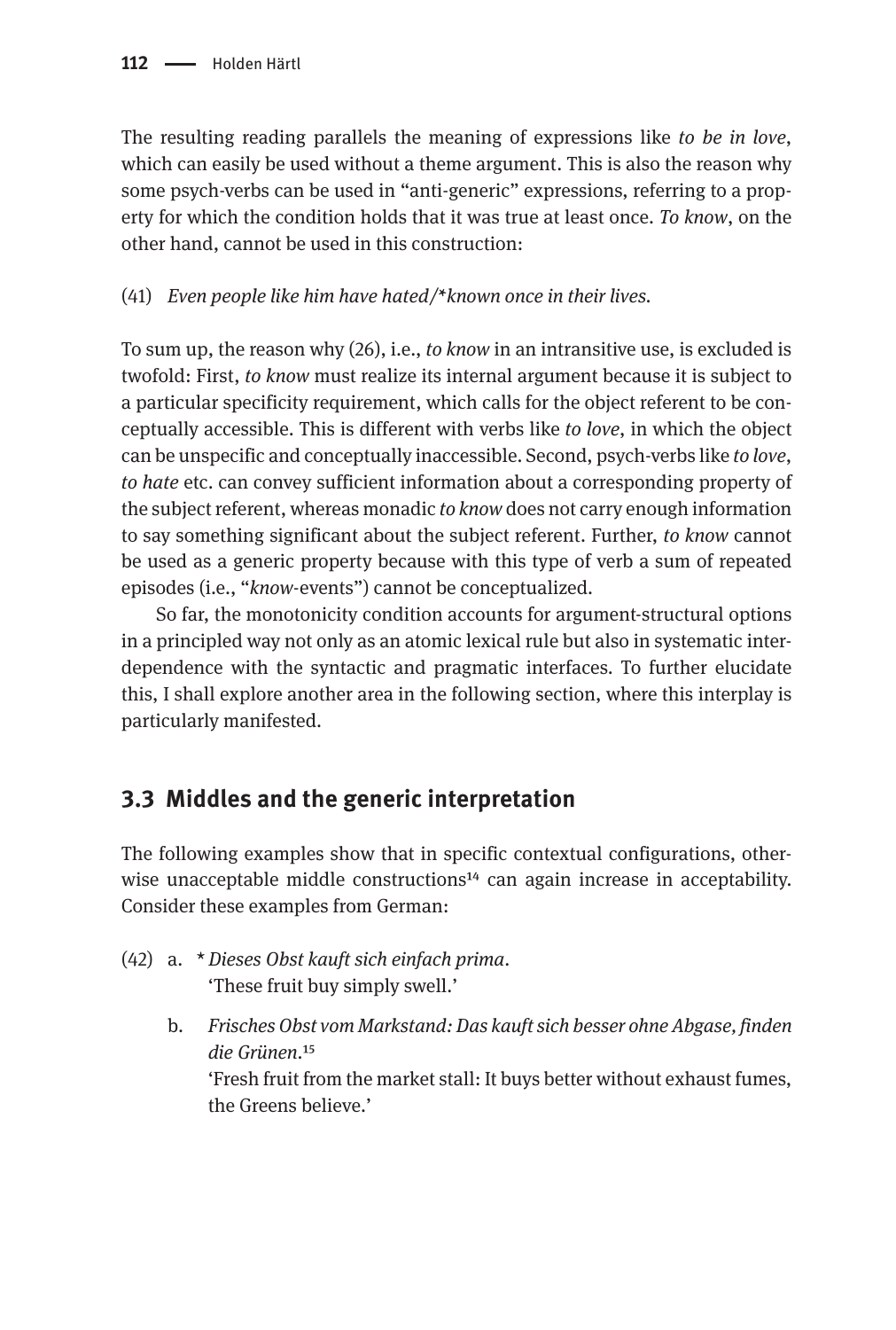The resulting reading parallels the meaning of expressions like *to be in love*, which can easily be used without a theme argument. This is also the reason why some psych-verbs can be used in "anti-generic" expressions, referring to a property for which the condition holds that it was true at least once. *To know*, on the other hand, cannot be used in this construction:

(41) *Even people like him have hated/*known once in their lives.*

To sum up, the reason why (26), i.e., *to know* in an intransitive use, is excluded is twofold: First, *to know* must realize its internal argument because it is subject to a particular specificity requirement, which calls for the object referent to be conceptually accessible. This is different with verbs like *to love*, in which the object can be unspecific and conceptually inaccessible. Second, psych-verbs like *to love*, *to hate* etc. can convey sufficient information about a corresponding property of the subject referent, whereas monadic *to know* does not carry enough information to say something significant about the subject referent. Further, *to know* cannot be used as a generic property because with this type of verb a sum of repeated episodes (i.e., "*know*-events") cannot be conceptualized.

So far, the monotonicity condition accounts for argument-structural options in a principled way not only as an atomic lexical rule but also in systematic interdependence with the syntactic and pragmatic interfaces. To further elucidate this, I shall explore another area in the following section, where this interplay is particularly manifested.

## 3.3 Middles and the generic interpretation

The following examples show that in specific contextual configurations, otherwise unacceptable middle constructions[14] can again increase in acceptability. Consider these examples from German:

(42) a. * *Dieses Obst kauft sich einfach prima.*
'These fruit buy simply swell.'

b. *Frisches Obst vom Markstand: Das kauft sich besser ohne Abgase, finden die Grünen.*[15]
'Fresh fruit from the market stall: It buys better without exhaust fumes, the Greens believe.'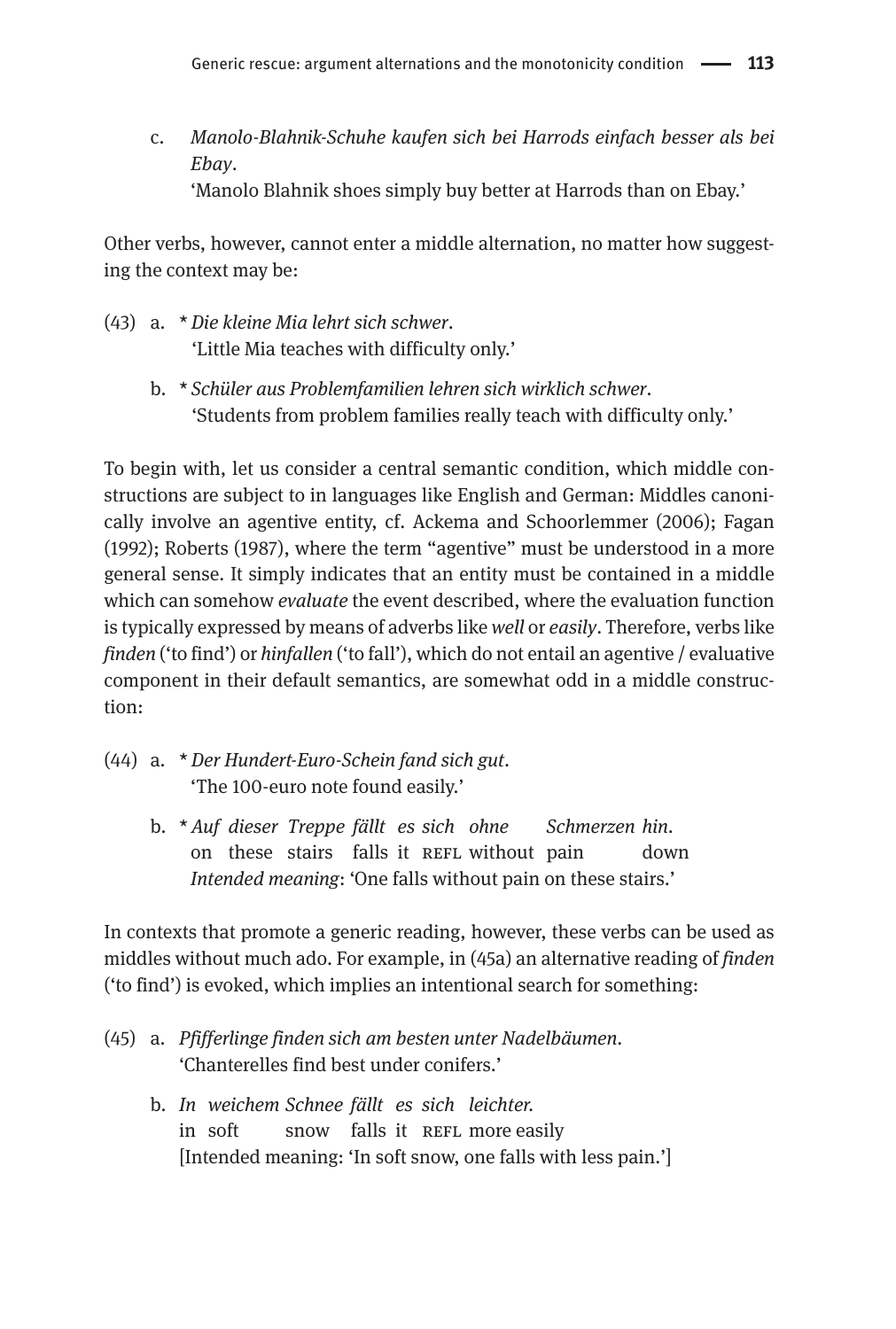c. *Manolo-Blahnik-Schuhe kaufen sich bei Harrods einfach besser als bei Ebay*.
   'Manolo Blahnik shoes simply buy better at Harrods than on Ebay.'

Other verbs, however, cannot enter a middle alternation, no matter how suggesting the context may be:

(43) a. * *Die kleine Mia lehrt sich schwer*.
   'Little Mia teaches with difficulty only.'

   b. * *Schüler aus Problemfamilien lehren sich wirklich schwer*.
   'Students from problem families really teach with difficulty only.'

To begin with, let us consider a central semantic condition, which middle constructions are subject to in languages like English and German: Middles canonically involve an agentive entity, cf. Ackema and Schoorlemmer (2006); Fagan (1992); Roberts (1987), where the term "agentive" must be understood in a more general sense. It simply indicates that an entity must be contained in a middle which can somehow *evaluate* the event described, where the evaluation function is typically expressed by means of adverbs like *well* or *easily*. Therefore, verbs like *finden* ('to find') or *hinfallen* ('to fall'), which do not entail an agentive / evaluative component in their default semantics, are somewhat odd in a middle construction:

(44) a. * *Der Hundert-Euro-Schein fand sich gut*.
   'The 100-euro note found easily.'

   b. * *Auf dieser Treppe fällt es sich ohne Schmerzen hin*.
   on these stairs falls it REFL without pain down
   *Intended meaning*: 'One falls without pain on these stairs.'

In contexts that promote a generic reading, however, these verbs can be used as middles without much ado. For example, in (45a) an alternative reading of *finden* ('to find') is evoked, which implies an intentional search for something:

(45) a. *Pfifferlinge finden sich am besten unter Nadelbäumen*.
   'Chanterelles find best under conifers.'

   b. *In weichem Schnee fällt es sich leichter*.
   in soft snow falls it REFL more easily
   [Intended meaning: 'In soft snow, one falls with less pain.']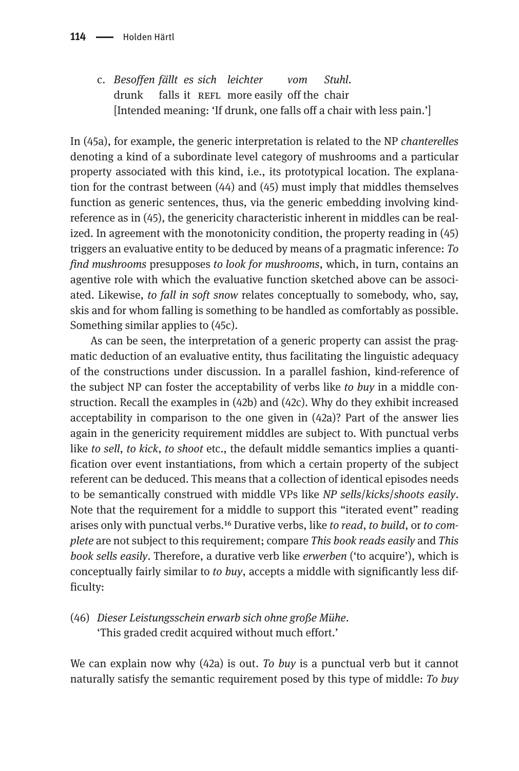c. *Besoffen fällt es sich leichter vom Stuhl.*
   drunk falls it REFL more easily off the chair
   [Intended meaning: 'If drunk, one falls off a chair with less pain.']

In (45a), for example, the generic interpretation is related to the NP *chanterelles* denoting a kind of a subordinate level category of mushrooms and a particular property associated with this kind, i.e., its prototypical location. The explanation for the contrast between (44) and (45) must imply that middles themselves function as generic sentences, thus, via the generic embedding involving kind-reference as in (45), the genericity characteristic inherent in middles can be realized. In agreement with the monotonicity condition, the property reading in (45) triggers an evaluative entity to be deduced by means of a pragmatic inference: *To find mushrooms* presupposes *to look for mushrooms*, which, in turn, contains an agentive role with which the evaluative function sketched above can be associated. Likewise, *to fall in soft snow* relates conceptually to somebody, who, say, skis and for whom falling is something to be handled as comfortably as possible. Something similar applies to (45c).

As can be seen, the interpretation of a generic property can assist the pragmatic deduction of an evaluative entity, thus facilitating the linguistic adequacy of the constructions under discussion. In a parallel fashion, kind-reference of the subject NP can foster the acceptability of verbs like *to buy* in a middle construction. Recall the examples in (42b) and (42c). Why do they exhibit increased acceptability in comparison to the one given in (42a)? Part of the answer lies again in the genericity requirement middles are subject to. With punctual verbs like *to sell*, *to kick*, *to shoot* etc., the default middle semantics implies a quantification over event instantiations, from which a certain property of the subject referent can be deduced. This means that a collection of identical episodes needs to be semantically construed with middle VPs like *NP sells/kicks/shoots easily*. Note that the requirement for a middle to support this "iterated event" reading arises only with punctual verbs.[16] Durative verbs, like *to read*, *to build*, or *to complete* are not subject to this requirement; compare *This book reads easily* and *This book sells easily*. Therefore, a durative verb like *erwerben* ('to acquire'), which is conceptually fairly similar to *to buy*, accepts a middle with significantly less difficulty:

(46) *Dieser Leistungsschein erwarb sich ohne große Mühe.*
'This graded credit acquired without much effort.'

We can explain now why (42a) is out. *To buy* is a punctual verb but it cannot naturally satisfy the semantic requirement posed by this type of middle: *To buy*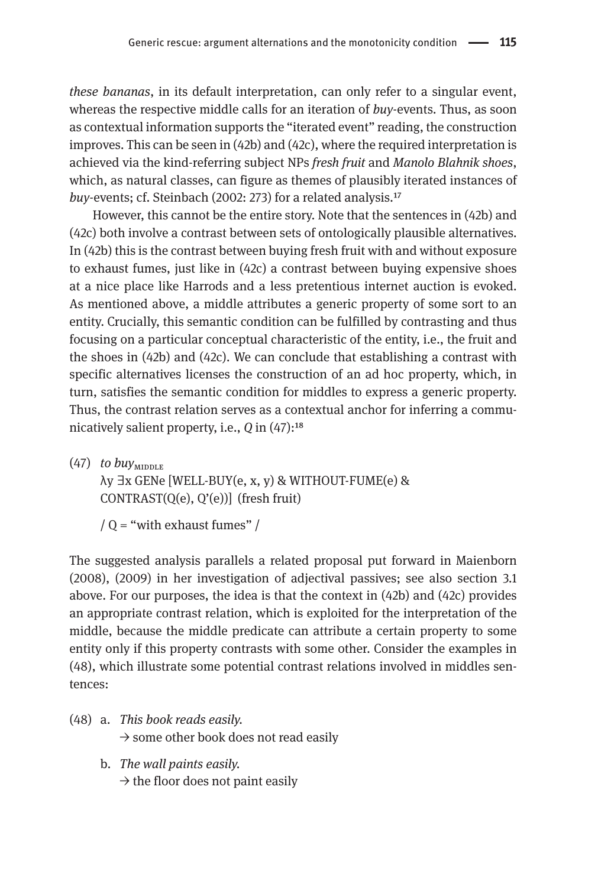*these bananas*, in its default interpretation, can only refer to a singular event, whereas the respective middle calls for an iteration of *buy*-events. Thus, as soon as contextual information supports the "iterated event" reading, the construction improves. This can be seen in (42b) and (42c), where the required interpretation is achieved via the kind-referring subject NPs *fresh fruit* and *Manolo Blahnik shoes*, which, as natural classes, can figure as themes of plausibly iterated instances of *buy*-events; cf. Steinbach (2002: 273) for a related analysis.[17]

However, this cannot be the entire story. Note that the sentences in (42b) and (42c) both involve a contrast between sets of ontologically plausible alternatives. In (42b) this is the contrast between buying fresh fruit with and without exposure to exhaust fumes, just like in (42c) a contrast between buying expensive shoes at a nice place like Harrods and a less pretentious internet auction is evoked. As mentioned above, a middle attributes a generic property of some sort to an entity. Crucially, this semantic condition can be fulfilled by contrasting and thus focusing on a particular conceptual characteristic of the entity, i.e., the fruit and the shoes in (42b) and (42c). We can conclude that establishing a contrast with specific alternatives licenses the construction of an ad hoc property, which, in turn, satisfies the semantic condition for middles to express a generic property. Thus, the contrast relation serves as a contextual anchor for inferring a communicatively salient property, i.e., *Q* in (47):[18]

(47) *to buy*$_{\text{MIDDLE}}$
λy ∃x GENe [WELL-BUY(e, x, y) & WITHOUT-FUME(e) & CONTRAST(Q(e), Q'(e))] (fresh fruit)

/ Q = "with exhaust fumes" /

The suggested analysis parallels a related proposal put forward in Maienborn (2008), (2009) in her investigation of adjectival passives; see also section 3.1 above. For our purposes, the idea is that the context in (42b) and (42c) provides an appropriate contrast relation, which is exploited for the interpretation of the middle, because the middle predicate can attribute a certain property to some entity only if this property contrasts with some other. Consider the examples in (48), which illustrate some potential contrast relations involved in middles sentences:

(48) a. *This book reads easily.*
→ some other book does not read easily

b. *The wall paints easily.*
→ the floor does not paint easily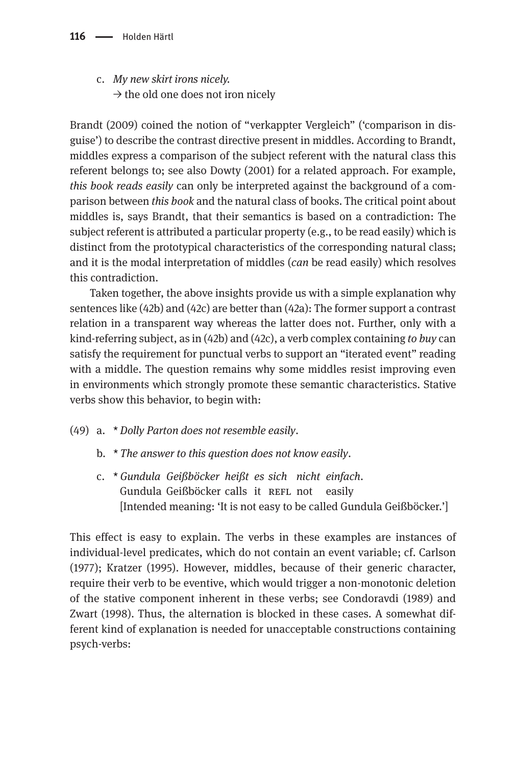c. *My new skirt irons nicely.*
   → the old one does not iron nicely

Brandt (2009) coined the notion of "verkappter Vergleich" ('comparison in disguise') to describe the contrast directive present in middles. According to Brandt, middles express a comparison of the subject referent with the natural class this referent belongs to; see also Dowty (2001) for a related approach. For example, *this book reads easily* can only be interpreted against the background of a comparison between *this book* and the natural class of books. The critical point about middles is, says Brandt, that their semantics is based on a contradiction: The subject referent is attributed a particular property (e.g., to be read easily) which is distinct from the prototypical characteristics of the corresponding natural class; and it is the modal interpretation of middles (*can* be read easily) which resolves this contradiction.

Taken together, the above insights provide us with a simple explanation why sentences like (42b) and (42c) are better than (42a): The former support a contrast relation in a transparent way whereas the latter does not. Further, only with a kind-referring subject, as in (42b) and (42c), a verb complex containing *to buy* can satisfy the requirement for punctual verbs to support an "iterated event" reading with a middle. The question remains why some middles resist improving even in environments which strongly promote these semantic characteristics. Stative verbs show this behavior, to begin with:

(49) a. * *Dolly Parton does not resemble easily*.

b. * *The answer to this question does not know easily*.

c. * *Gundula Geißböcker heißt es sich nicht einfach*.
   Gundula Geißböcker calls it REFL not easily
   [Intended meaning: 'It is not easy to be called Gundula Geißböcker.']

This effect is easy to explain. The verbs in these examples are instances of individual-level predicates, which do not contain an event variable; cf. Carlson (1977); Kratzer (1995). However, middles, because of their generic character, require their verb to be eventive, which would trigger a non-monotonic deletion of the stative component inherent in these verbs; see Condoravdi (1989) and Zwart (1998). Thus, the alternation is blocked in these cases. A somewhat different kind of explanation is needed for unacceptable constructions containing psych-verbs: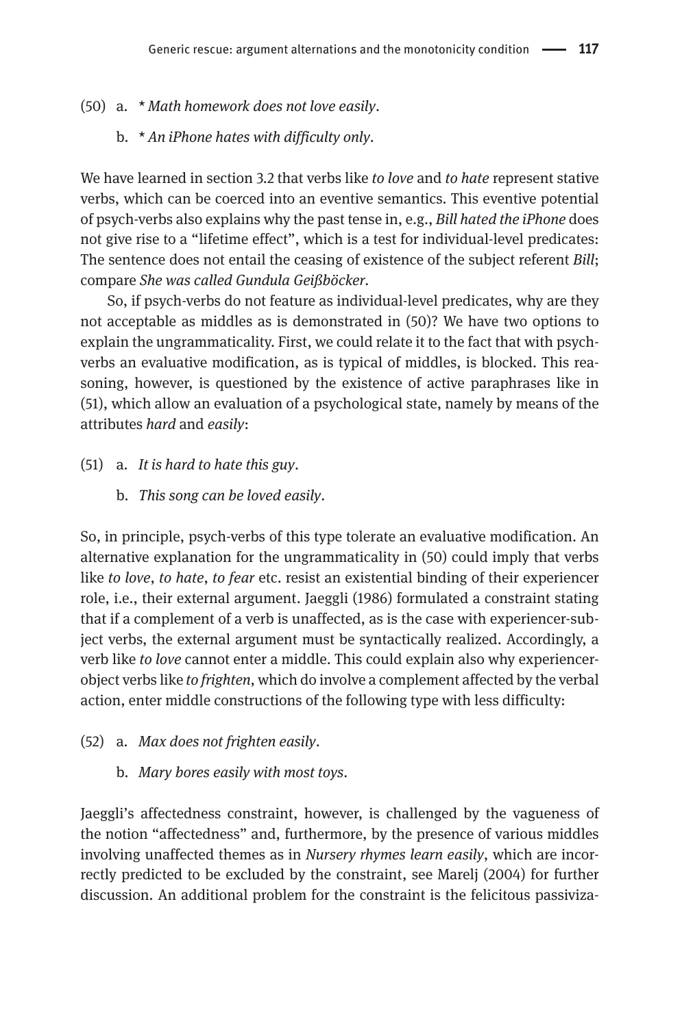(50) a. * *Math homework does not love easily*.

b. * *An iPhone hates with difficulty only*.

We have learned in section 3.2 that verbs like *to love* and *to hate* represent stative verbs, which can be coerced into an eventive semantics. This eventive potential of psych-verbs also explains why the past tense in, e.g., *Bill hated the iPhone* does not give rise to a "lifetime effect", which is a test for individual-level predicates: The sentence does not entail the ceasing of existence of the subject referent *Bill*; compare *She was called Gundula Geißböcker*.

So, if psych-verbs do not feature as individual-level predicates, why are they not acceptable as middles as is demonstrated in (50)? We have two options to explain the ungrammaticality. First, we could relate it to the fact that with psych-verbs an evaluative modification, as is typical of middles, is blocked. This reasoning, however, is questioned by the existence of active paraphrases like in (51), which allow an evaluation of a psychological state, namely by means of the attributes *hard* and *easily*:

(51) a. *It is hard to hate this guy*.

b. *This song can be loved easily*.

So, in principle, psych-verbs of this type tolerate an evaluative modification. An alternative explanation for the ungrammaticality in (50) could imply that verbs like *to love*, *to hate*, *to fear* etc. resist an existential binding of their experiencer role, i.e., their external argument. Jaeggli (1986) formulated a constraint stating that if a complement of a verb is unaffected, as is the case with experiencer-subject verbs, the external argument must be syntactically realized. Accordingly, a verb like *to love* cannot enter a middle. This could explain also why experiencer-object verbs like *to frighten*, which do involve a complement affected by the verbal action, enter middle constructions of the following type with less difficulty:

(52) a. *Max does not frighten easily*.

b. *Mary bores easily with most toys*.

Jaeggli's affectedness constraint, however, is challenged by the vagueness of the notion "affectedness" and, furthermore, by the presence of various middles involving unaffected themes as in *Nursery rhymes learn easily*, which are incorrectly predicted to be excluded by the constraint, see Marelj (2004) for further discussion. An additional problem for the constraint is the felicitous passiviza-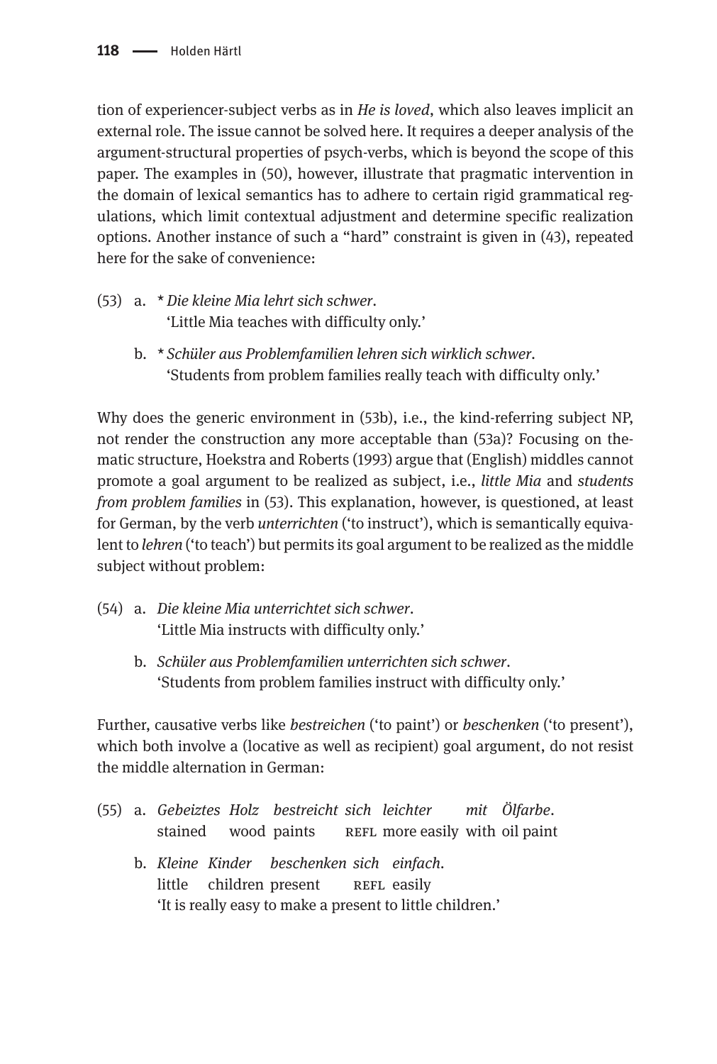tion of experiencer-subject verbs as in *He is loved*, which also leaves implicit an external role. The issue cannot be solved here. It requires a deeper analysis of the argument-structural properties of psych-verbs, which is beyond the scope of this paper. The examples in (50), however, illustrate that pragmatic intervention in the domain of lexical semantics has to adhere to certain rigid grammatical regulations, which limit contextual adjustment and determine specific realization options. Another instance of such a "hard" constraint is given in (43), repeated here for the sake of convenience:

(53) a. * *Die kleine Mia lehrt sich schwer*.
 'Little Mia teaches with difficulty only.'

 b. * *Schüler aus Problemfamilien lehren sich wirklich schwer*.
 'Students from problem families really teach with difficulty only.'

Why does the generic environment in (53b), i.e., the kind-referring subject NP, not render the construction any more acceptable than (53a)? Focusing on thematic structure, Hoekstra and Roberts (1993) argue that (English) middles cannot promote a goal argument to be realized as subject, i.e., *little Mia* and *students from problem families* in (53). This explanation, however, is questioned, at least for German, by the verb *unterrichten* ('to instruct'), which is semantically equivalent to *lehren* ('to teach') but permits its goal argument to be realized as the middle subject without problem:

(54) a. *Die kleine Mia unterrichtet sich schwer*.
 'Little Mia instructs with difficulty only.'

 b. *Schüler aus Problemfamilien unterrichten sich schwer*.
 'Students from problem families instruct with difficulty only.'

Further, causative verbs like *bestreichen* ('to paint') or *beschenken* ('to present'), which both involve a (locative as well as recipient) goal argument, do not resist the middle alternation in German:

(55) a. *Gebeiztes Holz bestreicht sich leichter mit Ölfarbe*.
 stained wood paints REFL more easily with oil paint

 b. *Kleine Kinder beschenken sich einfach*.
 little children present REFL easily
 'It is really easy to make a present to little children.'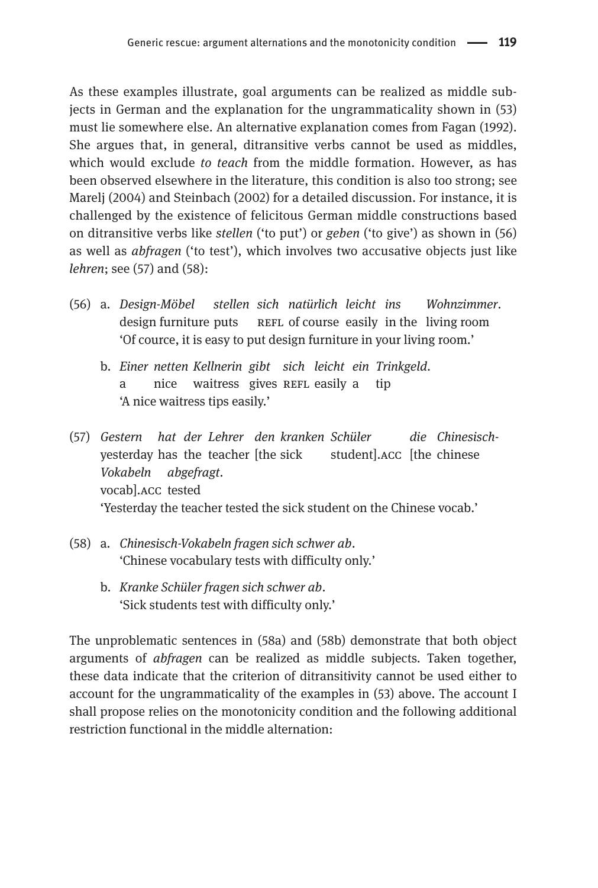As these examples illustrate, goal arguments can be realized as middle subjects in German and the explanation for the ungrammaticality shown in (53) must lie somewhere else. An alternative explanation comes from Fagan (1992). She argues that, in general, ditransitive verbs cannot be used as middles, which would exclude *to teach* from the middle formation. However, as has been observed elsewhere in the literature, this condition is also too strong; see Marelj (2004) and Steinbach (2002) for a detailed discussion. For instance, it is challenged by the existence of felicitous German middle constructions based on ditransitive verbs like *stellen* ('to put') or *geben* ('to give') as shown in (56) as well as *abfragen* ('to test'), which involves two accusative objects just like *lehren*; see (57) and (58):

(56) a. *Design-Möbel stellen sich natürlich leicht ins Wohnzimmer.*
design furniture puts REFL of course easily in the living room
'Of cource, it is easy to put design furniture in your living room.'

b. *Einer netten Kellnerin gibt sich leicht ein Trinkgeld.*
a nice waitress gives REFL easily a tip
'A nice waitress tips easily.'

(57) *Gestern hat der Lehrer den kranken Schüler die Chinesisch-Vokabeln abgefragt.*
yesterday has the teacher [the sick student].ACC [the chinese vocab].ACC tested
'Yesterday the teacher tested the sick student on the Chinese vocab.'

(58) a. *Chinesisch-Vokabeln fragen sich schwer ab.*
'Chinese vocabulary tests with difficulty only.'

b. *Kranke Schüler fragen sich schwer ab.*
'Sick students test with difficulty only.'

The unproblematic sentences in (58a) and (58b) demonstrate that both object arguments of *abfragen* can be realized as middle subjects. Taken together, these data indicate that the criterion of ditransitivity cannot be used either to account for the ungrammaticality of the examples in (53) above. The account I shall propose relies on the monotonicity condition and the following additional restriction functional in the middle alternation: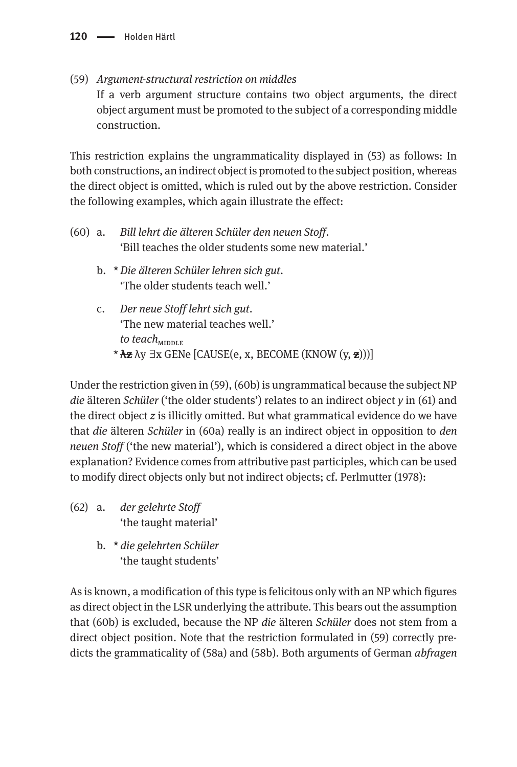(59) *Argument-structural restriction on middles*
If a verb argument structure contains two object arguments, the direct object argument must be promoted to the subject of a corresponding middle construction.

This restriction explains the ungrammaticality displayed in (53) as follows: In both constructions, an indirect object is promoted to the subject position, whereas the direct object is omitted, which is ruled out by the above restriction. Consider the following examples, which again illustrate the effect:

(60) a. *Bill lehrt die älteren Schüler den neuen Stoff*.
'Bill teaches the older students some new material.'

b. \* *Die älteren Schüler lehren sich gut*.
'The older students teach well.'

c. *Der neue Stoff lehrt sich gut*.
'The new material teaches well.'
*to teach*$_{\text{MIDDLE}}$
\* ~~λz~~ λy ∃x GENe [CAUSE(e, x, BECOME (KNOW (y, ~~z~~)))]

Under the restriction given in (59), (60b) is ungrammatical because the subject NP *die* älteren *Schüler* ('the older students') relates to an indirect object *y* in (61) and the direct object *z* is illicitly omitted. But what grammatical evidence do we have that *die* älteren *Schüler* in (60a) really is an indirect object in opposition to *den neuen Stoff* ('the new material'), which is considered a direct object in the above explanation? Evidence comes from attributive past participles, which can be used to modify direct objects only but not indirect objects; cf. Perlmutter (1978):

(62) a. *der gelehrte Stoff*
'the taught material'

b. \* *die gelehrten Schüler*
'the taught students'

As is known, a modification of this type is felicitous only with an NP which figures as direct object in the LSR underlying the attribute. This bears out the assumption that (60b) is excluded, because the NP *die* älteren *Schüler* does not stem from a direct object position. Note that the restriction formulated in (59) correctly predicts the grammaticality of (58a) and (58b). Both arguments of German *abfragen*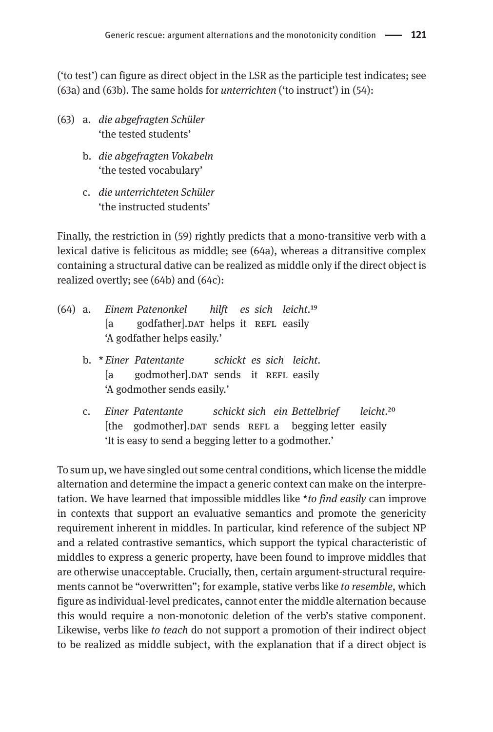('to test') can figure as direct object in the LSR as the participle test indicates; see (63a) and (63b). The same holds for *unterrichten* ('to instruct') in (54):

(63) a. *die abgefragten Schüler*
'the tested students'

b. *die abgefragten Vokabeln*
'the tested vocabulary'

c. *die unterrichteten Schüler*
'the instructed students'

Finally, the restriction in (59) rightly predicts that a mono-transitive verb with a lexical dative is felicitous as middle; see (64a), whereas a ditransitive complex containing a structural dative can be realized as middle only if the direct object is realized overtly; see (64b) and (64c):

(64) a. *Einem Patenonkel hilft es sich leicht.*[19]
[a godfather].DAT helps it REFL easily
'A godfather helps easily.'

b. * *Einer Patentante schickt es sich leicht.*
[a godmother].DAT sends it REFL easily
'A godmother sends easily.'

c. *Einer Patentante schickt sich ein Bettelbrief leicht.*[20]
[the godmother].DAT sends REFL a begging letter easily
'It is easy to send a begging letter to a godmother.'

To sum up, we have singled out some central conditions, which license the middle alternation and determine the impact a generic context can make on the interpretation. We have learned that impossible middles like **to find easily* can improve in contexts that support an evaluative semantics and promote the genericity requirement inherent in middles. In particular, kind reference of the subject NP and a related contrastive semantics, which support the typical characteristic of middles to express a generic property, have been found to improve middles that are otherwise unacceptable. Crucially, then, certain argument-structural requirements cannot be "overwritten"; for example, stative verbs like *to resemble*, which figure as individual-level predicates, cannot enter the middle alternation because this would require a non-monotonic deletion of the verb's stative component. Likewise, verbs like *to teach* do not support a promotion of their indirect object to be realized as middle subject, with the explanation that if a direct object is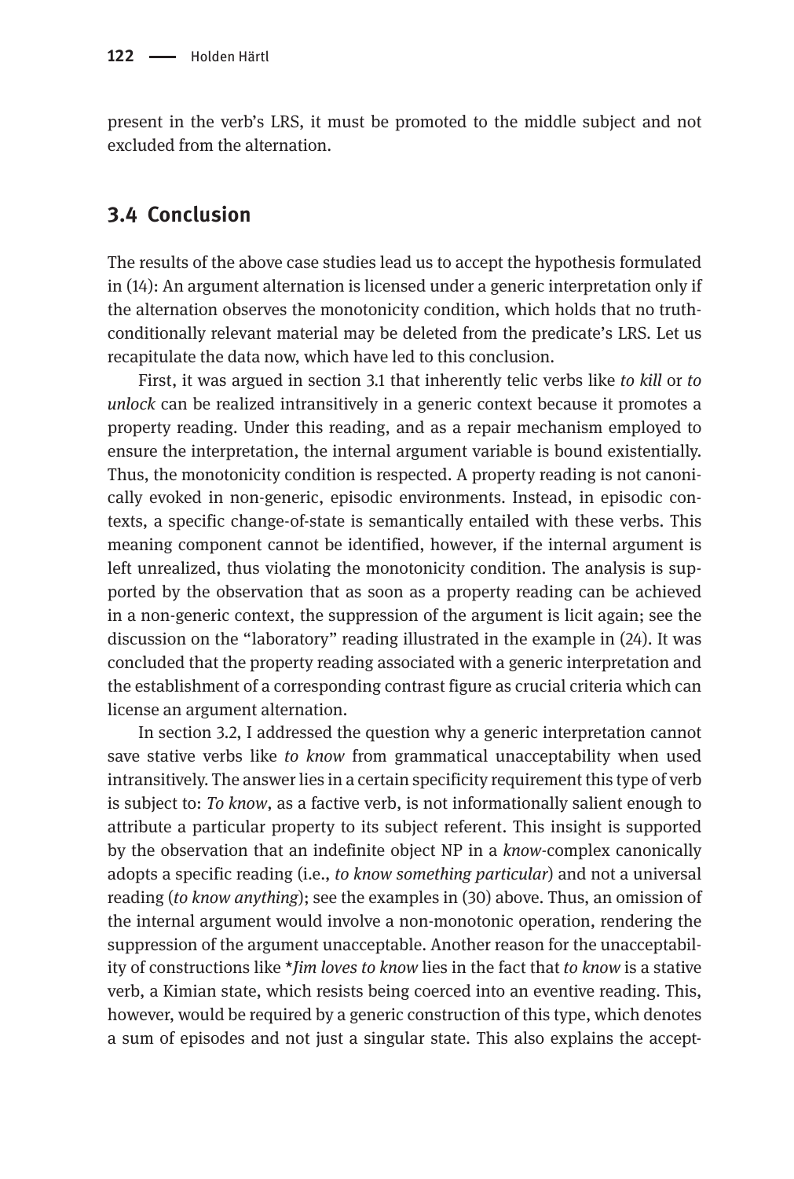present in the verb's LRS, it must be promoted to the middle subject and not excluded from the alternation.

## 3.4 Conclusion

The results of the above case studies lead us to accept the hypothesis formulated in (14): An argument alternation is licensed under a generic interpretation only if the alternation observes the monotonicity condition, which holds that no truth-conditionally relevant material may be deleted from the predicate's LRS. Let us recapitulate the data now, which have led to this conclusion.

First, it was argued in section 3.1 that inherently telic verbs like *to kill* or *to unlock* can be realized intransitively in a generic context because it promotes a property reading. Under this reading, and as a repair mechanism employed to ensure the interpretation, the internal argument variable is bound existentially. Thus, the monotonicity condition is respected. A property reading is not canonically evoked in non-generic, episodic environments. Instead, in episodic contexts, a specific change-of-state is semantically entailed with these verbs. This meaning component cannot be identified, however, if the internal argument is left unrealized, thus violating the monotonicity condition. The analysis is supported by the observation that as soon as a property reading can be achieved in a non-generic context, the suppression of the argument is licit again; see the discussion on the "laboratory" reading illustrated in the example in (24). It was concluded that the property reading associated with a generic interpretation and the establishment of a corresponding contrast figure as crucial criteria which can license an argument alternation.

In section 3.2, I addressed the question why a generic interpretation cannot save stative verbs like *to know* from grammatical unacceptability when used intransitively. The answer lies in a certain specificity requirement this type of verb is subject to: *To know*, as a factive verb, is not informationally salient enough to attribute a particular property to its subject referent. This insight is supported by the observation that an indefinite object NP in a *know*-complex canonically adopts a specific reading (i.e., *to know something particular*) and not a universal reading (*to know anything*); see the examples in (30) above. Thus, an omission of the internal argument would involve a non-monotonic operation, rendering the suppression of the argument unacceptable. Another reason for the unacceptability of constructions like \**Jim loves to know* lies in the fact that *to know* is a stative verb, a Kimian state, which resists being coerced into an eventive reading. This, however, would be required by a generic construction of this type, which denotes a sum of episodes and not just a singular state. This also explains the accept-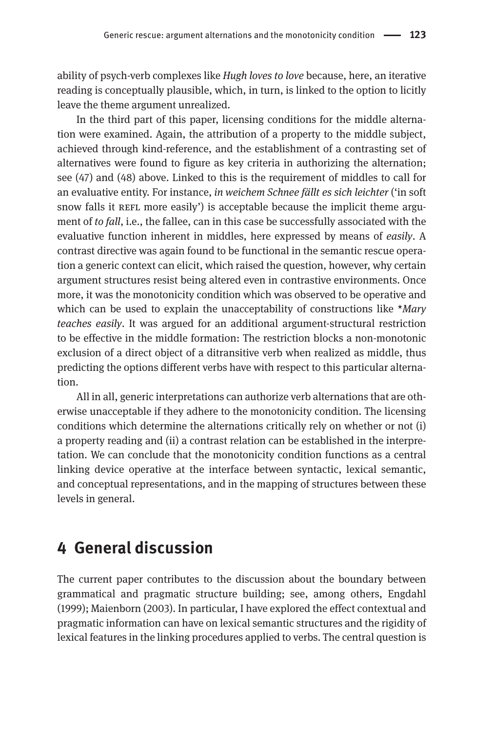ability of psych-verb complexes like *Hugh loves to love* because, here, an iterative reading is conceptually plausible, which, in turn, is linked to the option to licitly leave the theme argument unrealized.

In the third part of this paper, licensing conditions for the middle alternation were examined. Again, the attribution of a property to the middle subject, achieved through kind-reference, and the establishment of a contrasting set of alternatives were found to figure as key criteria in authorizing the alternation; see (47) and (48) above. Linked to this is the requirement of middles to call for an evaluative entity. For instance, *in weichem Schnee fällt es sich leichter* ('in soft snow falls it REFL more easily') is acceptable because the implicit theme argument of *to fall*, i.e., the fallee, can in this case be successfully associated with the evaluative function inherent in middles, here expressed by means of *easily*. A contrast directive was again found to be functional in the semantic rescue operation a generic context can elicit, which raised the question, however, why certain argument structures resist being altered even in contrastive environments. Once more, it was the monotonicity condition which was observed to be operative and which can be used to explain the unacceptability of constructions like **Mary teaches easily*. It was argued for an additional argument-structural restriction to be effective in the middle formation: The restriction blocks a non-monotonic exclusion of a direct object of a ditransitive verb when realized as middle, thus predicting the options different verbs have with respect to this particular alternation.

All in all, generic interpretations can authorize verb alternations that are otherwise unacceptable if they adhere to the monotonicity condition. The licensing conditions which determine the alternations critically rely on whether or not (i) a property reading and (ii) a contrast relation can be established in the interpretation. We can conclude that the monotonicity condition functions as a central linking device operative at the interface between syntactic, lexical semantic, and conceptual representations, and in the mapping of structures between these levels in general.

## 4 General discussion

The current paper contributes to the discussion about the boundary between grammatical and pragmatic structure building; see, among others, Engdahl (1999); Maienborn (2003). In particular, I have explored the effect contextual and pragmatic information can have on lexical semantic structures and the rigidity of lexical features in the linking procedures applied to verbs. The central question is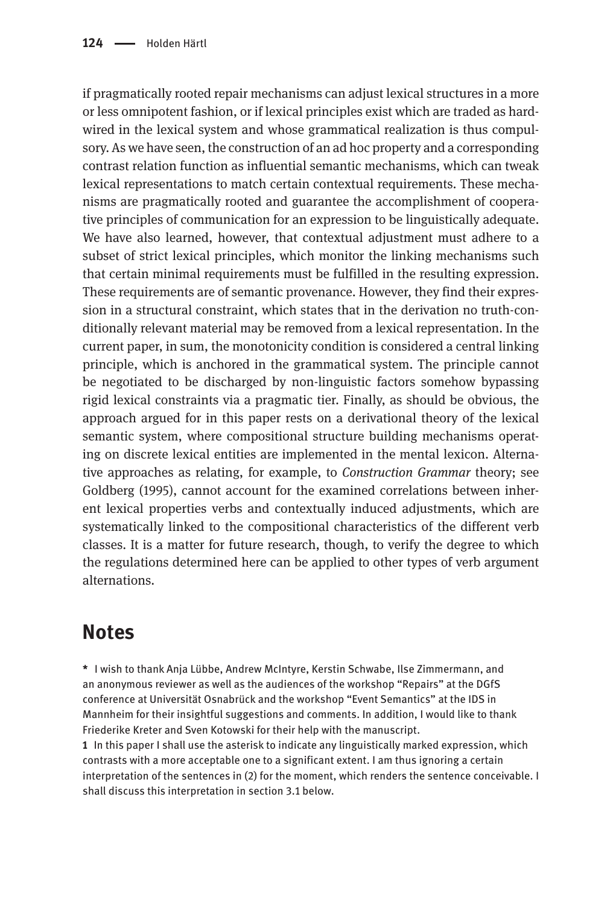if pragmatically rooted repair mechanisms can adjust lexical structures in a more or less omnipotent fashion, or if lexical principles exist which are traded as hardwired in the lexical system and whose grammatical realization is thus compulsory. As we have seen, the construction of an ad hoc property and a corresponding contrast relation function as influential semantic mechanisms, which can tweak lexical representations to match certain contextual requirements. These mechanisms are pragmatically rooted and guarantee the accomplishment of cooperative principles of communication for an expression to be linguistically adequate. We have also learned, however, that contextual adjustment must adhere to a subset of strict lexical principles, which monitor the linking mechanisms such that certain minimal requirements must be fulfilled in the resulting expression. These requirements are of semantic provenance. However, they find their expression in a structural constraint, which states that in the derivation no truth-conditionally relevant material may be removed from a lexical representation. In the current paper, in sum, the monotonicity condition is considered a central linking principle, which is anchored in the grammatical system. The principle cannot be negotiated to be discharged by non-linguistic factors somehow bypassing rigid lexical constraints via a pragmatic tier. Finally, as should be obvious, the approach argued for in this paper rests on a derivational theory of the lexical semantic system, where compositional structure building mechanisms operating on discrete lexical entities are implemented in the mental lexicon. Alternative approaches as relating, for example, to *Construction Grammar* theory; see Goldberg (1995), cannot account for the examined correlations between inherent lexical properties verbs and contextually induced adjustments, which are systematically linked to the compositional characteristics of the different verb classes. It is a matter for future research, though, to verify the degree to which the regulations determined here can be applied to other types of verb argument alternations.

## Notes

**\*** I wish to thank Anja Lübbe, Andrew McIntyre, Kerstin Schwabe, Ilse Zimmermann, and an anonymous reviewer as well as the audiences of the workshop "Repairs" at the DGfS conference at Universität Osnabrück and the workshop "Event Semantics" at the IDS in Mannheim for their insightful suggestions and comments. In addition, I would like to thank Friederike Kreter and Sven Kotowski for their help with the manuscript.

**1** In this paper I shall use the asterisk to indicate any linguistically marked expression, which contrasts with a more acceptable one to a significant extent. I am thus ignoring a certain interpretation of the sentences in (2) for the moment, which renders the sentence conceivable. I shall discuss this interpretation in section 3.1 below.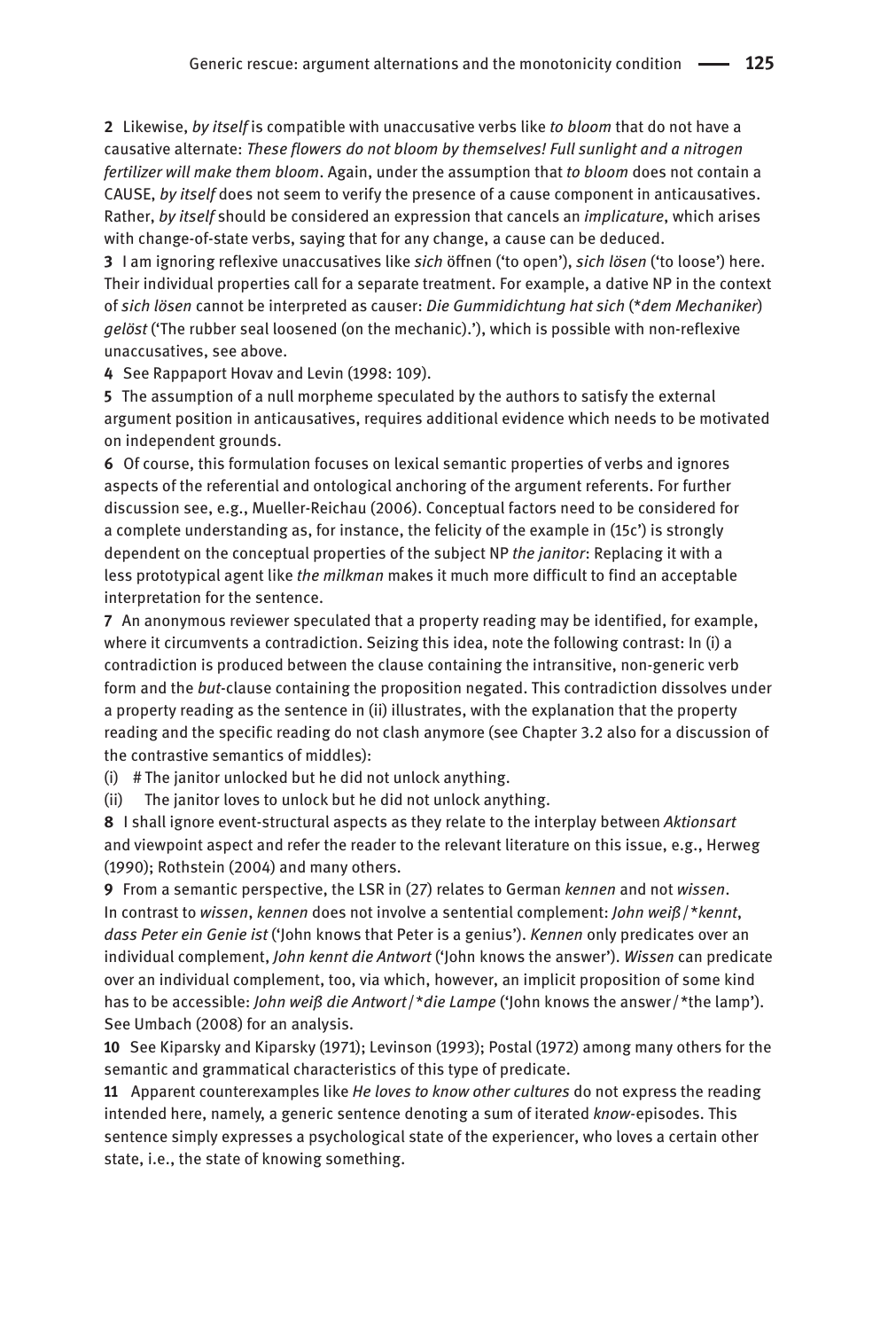**2** Likewise, *by itself* is compatible with unaccusative verbs like *to bloom* that do not have a causative alternate: *These flowers do not bloom by themselves! Full sunlight and a nitrogen fertilizer will make them bloom*. Again, under the assumption that *to bloom* does not contain a CAUSE, *by itself* does not seem to verify the presence of a cause component in anticausatives. Rather, *by itself* should be considered an expression that cancels an *implicature*, which arises with change-of-state verbs, saying that for any change, a cause can be deduced.

**3** I am ignoring reflexive unaccusatives like *sich* öffnen ('to open'), *sich lösen* ('to loose') here. Their individual properties call for a separate treatment. For example, a dative NP in the context of *sich lösen* cannot be interpreted as causer: *Die Gummidichtung hat sich* (*\*dem Mechaniker*) *gelöst* ('The rubber seal loosened (on the mechanic).'), which is possible with non-reflexive unaccusatives, see above.

**4** See Rappaport Hovav and Levin (1998: 109).

**5** The assumption of a null morpheme speculated by the authors to satisfy the external argument position in anticausatives, requires additional evidence which needs to be motivated on independent grounds.

**6** Of course, this formulation focuses on lexical semantic properties of verbs and ignores aspects of the referential and ontological anchoring of the argument referents. For further discussion see, e.g., Mueller-Reichau (2006). Conceptual factors need to be considered for a complete understanding as, for instance, the felicity of the example in (15c') is strongly dependent on the conceptual properties of the subject NP *the janitor*: Replacing it with a less prototypical agent like *the milkman* makes it much more difficult to find an acceptable interpretation for the sentence.

**7** An anonymous reviewer speculated that a property reading may be identified, for example, where it circumvents a contradiction. Seizing this idea, note the following contrast: In (i) a contradiction is produced between the clause containing the intransitive, non-generic verb form and the *but*-clause containing the proposition negated. This contradiction dissolves under a property reading as the sentence in (ii) illustrates, with the explanation that the property reading and the specific reading do not clash anymore (see Chapter 3.2 also for a discussion of the contrastive semantics of middles):

(i) # The janitor unlocked but he did not unlock anything.

(ii) The janitor loves to unlock but he did not unlock anything.

**8** I shall ignore event-structural aspects as they relate to the interplay between *Aktionsart* and viewpoint aspect and refer the reader to the relevant literature on this issue, e.g., Herweg (1990); Rothstein (2004) and many others.

**9** From a semantic perspective, the LSR in (27) relates to German *kennen* and not *wissen*. In contrast to *wissen*, *kennen* does not involve a sentential complement: *John weiß*/*\*kennt*, *dass Peter ein Genie ist* ('John knows that Peter is a genius'). *Kennen* only predicates over an individual complement, *John kennt die Antwort* ('John knows the answer'). *Wissen* can predicate over an individual complement, too, via which, however, an implicit proposition of some kind has to be accessible: *John weiß die Antwort*/*\*die Lampe* ('John knows the answer/\*the lamp'). See Umbach (2008) for an analysis.

**10** See Kiparsky and Kiparsky (1971); Levinson (1993); Postal (1972) among many others for the semantic and grammatical characteristics of this type of predicate.

**11** Apparent counterexamples like *He loves to know other cultures* do not express the reading intended here, namely, a generic sentence denoting a sum of iterated *know*-episodes. This sentence simply expresses a psychological state of the experiencer, who loves a certain other state, i.e., the state of knowing something.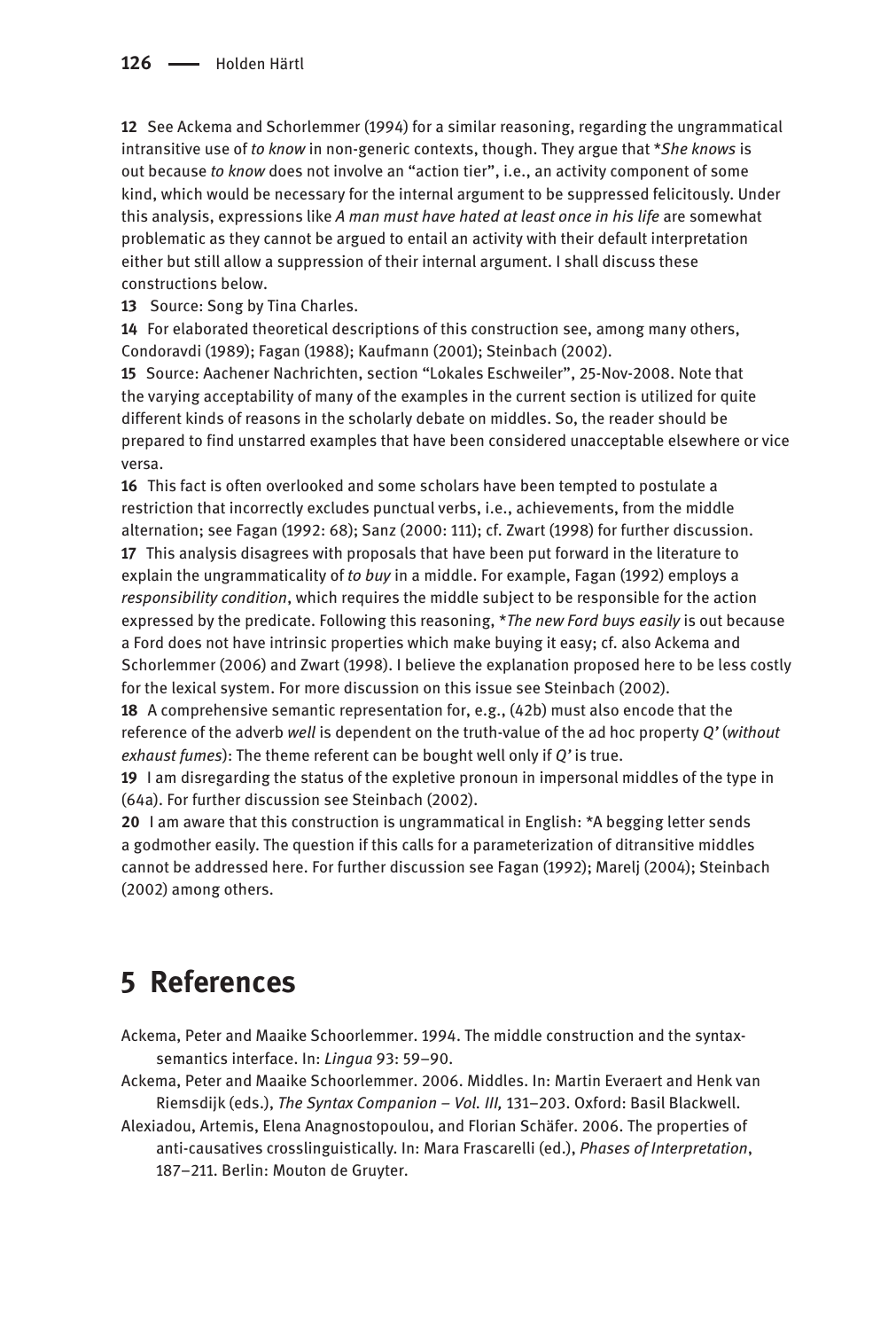**12** See Ackema and Schorlemmer (1994) for a similar reasoning, regarding the ungrammatical intransitive use of *to know* in non-generic contexts, though. They argue that \**She knows* is out because *to know* does not involve an "action tier", i.e., an activity component of some kind, which would be necessary for the internal argument to be suppressed felicitously. Under this analysis, expressions like *A man must have hated at least once in his life* are somewhat problematic as they cannot be argued to entail an activity with their default interpretation either but still allow a suppression of their internal argument. I shall discuss these constructions below.

**13** Source: Song by Tina Charles.

**14** For elaborated theoretical descriptions of this construction see, among many others, Condoravdi (1989); Fagan (1988); Kaufmann (2001); Steinbach (2002).

**15** Source: Aachener Nachrichten, section "Lokales Eschweiler", 25-Nov-2008. Note that the varying acceptability of many of the examples in the current section is utilized for quite different kinds of reasons in the scholarly debate on middles. So, the reader should be prepared to find unstarred examples that have been considered unacceptable elsewhere or vice versa.

**16** This fact is often overlooked and some scholars have been tempted to postulate a restriction that incorrectly excludes punctual verbs, i.e., achievements, from the middle alternation; see Fagan (1992: 68); Sanz (2000: 111); cf. Zwart (1998) for further discussion.

**17** This analysis disagrees with proposals that have been put forward in the literature to explain the ungrammaticality of *to buy* in a middle. For example, Fagan (1992) employs a *responsibility condition*, which requires the middle subject to be responsible for the action expressed by the predicate. Following this reasoning, \**The new Ford buys easily* is out because a Ford does not have intrinsic properties which make buying it easy; cf. also Ackema and Schorlemmer (2006) and Zwart (1998). I believe the explanation proposed here to be less costly for the lexical system. For more discussion on this issue see Steinbach (2002).

**18** A comprehensive semantic representation for, e.g., (42b) must also encode that the reference of the adverb *well* is dependent on the truth-value of the ad hoc property *Q'* (*without exhaust fumes*): The theme referent can be bought well only if *Q'* is true.

**19** I am disregarding the status of the expletive pronoun in impersonal middles of the type in (64a). For further discussion see Steinbach (2002).

**20** I am aware that this construction is ungrammatical in English: \*A begging letter sends a godmother easily. The question if this calls for a parameterization of ditransitive middles cannot be addressed here. For further discussion see Fagan (1992); Marelj (2004); Steinbach (2002) among others.

# 5 References

Ackema, Peter and Maaike Schoorlemmer. 1994. The middle construction and the syntax-semantics interface. In: *Lingua* 93: 59–90.

Ackema, Peter and Maaike Schoorlemmer. 2006. Middles. In: Martin Everaert and Henk van Riemsdijk (eds.), *The Syntax Companion – Vol. III,* 131–203. Oxford: Basil Blackwell.

Alexiadou, Artemis, Elena Anagnostopoulou, and Florian Schäfer. 2006. The properties of anti-causatives crosslinguistically. In: Mara Frascarelli (ed.), *Phases of Interpretation*, 187–211. Berlin: Mouton de Gruyter.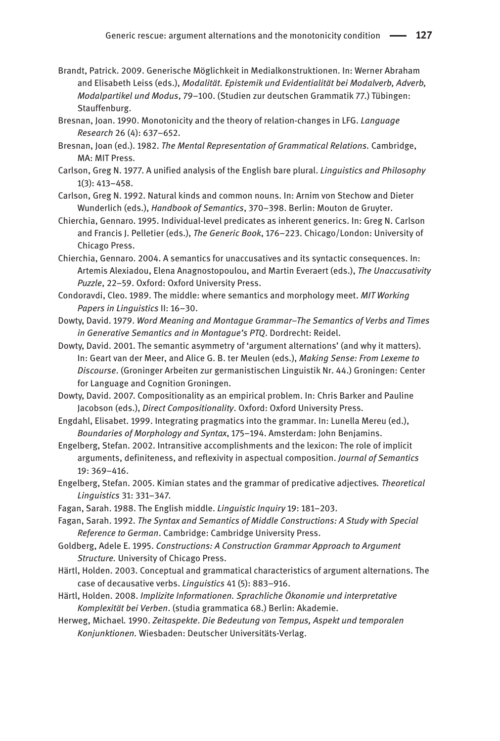Brandt, Patrick. 2009. Generische Möglichkeit in Medialkonstruktionen. In: Werner Abraham and Elisabeth Leiss (eds.), *Modalität. Epistemik und Evidentialität bei Modalverb, Adverb, Modalpartikel und Modus*, 79–100. (Studien zur deutschen Grammatik 77.) Tübingen: Stauffenburg.

Bresnan, Joan. 1990. Monotonicity and the theory of relation-changes in LFG. *Language Research* 26 (4): 637–652.

Bresnan, Joan (ed.). 1982. *The Mental Representation of Grammatical Relations.* Cambridge, MA: MIT Press.

Carlson, Greg N. 1977. A unified analysis of the English bare plural. *Linguistics and Philosophy* 1(3): 413–458.

Carlson, Greg N. 1992. Natural kinds and common nouns. In: Arnim von Stechow and Dieter Wunderlich (eds.), *Handbook of Semantics*, 370–398. Berlin: Mouton de Gruyter.

Chierchia, Gennaro. 1995. Individual-level predicates as inherent generics. In: Greg N. Carlson and Francis J. Pelletier (eds.), *The Generic Book*, 176–223. Chicago/London: University of Chicago Press.

Chierchia, Gennaro. 2004. A semantics for unaccusatives and its syntactic consequences. In: Artemis Alexiadou, Elena Anagnostopoulou, and Martin Everaert (eds.), *The Unaccusativity Puzzle*, 22–59. Oxford: Oxford University Press.

Condoravdi, Cleo. 1989. The middle: where semantics and morphology meet. *MIT Working Papers in Linguistics* II: 16–30.

Dowty, David. 1979. *Word Meaning and Montague Grammar–The Semantics of Verbs and Times in Generative Semantics and in Montague's PTQ*. Dordrecht: Reidel.

Dowty, David. 2001. The semantic asymmetry of 'argument alternations' (and why it matters). In: Geart van der Meer, and Alice G. B. ter Meulen (eds.), *Making Sense: From Lexeme to Discourse*. (Groninger Arbeiten zur germanistischen Linguistik Nr. 44.) Groningen: Center for Language and Cognition Groningen.

Dowty, David. 2007. Compositionality as an empirical problem. In: Chris Barker and Pauline Jacobson (eds.), *Direct Compositionality*. Oxford: Oxford University Press.

Engdahl, Elisabet. 1999. Integrating pragmatics into the grammar. In: Lunella Mereu (ed.), *Boundaries of Morphology and Syntax*, 175–194. Amsterdam: John Benjamins.

Engelberg, Stefan. 2002. Intransitive accomplishments and the lexicon: The role of implicit arguments, definiteness, and reflexivity in aspectual composition. *Journal of Semantics* 19: 369–416.

Engelberg, Stefan. 2005. Kimian states and the grammar of predicative adjectives. *Theoretical Linguistics* 31: 331–347.

Fagan, Sarah. 1988. The English middle. *Linguistic Inquiry* 19: 181–203.

Fagan, Sarah. 1992. *The Syntax and Semantics of Middle Constructions: A Study with Special Reference to German*. Cambridge: Cambridge University Press.

Goldberg, Adele E. 1995. *Constructions: A Construction Grammar Approach to Argument Structure.* University of Chicago Press.

Härtl, Holden. 2003. Conceptual and grammatical characteristics of argument alternations. The case of decausative verbs. *Linguistics* 41 (5): 883–916.

Härtl, Holden. 2008. *Implizite Informationen. Sprachliche Ökonomie und interpretative Komplexität bei Verben*. (studia grammatica 68.) Berlin: Akademie.

Herweg, Michael. 1990. *Zeitaspekte. Die Bedeutung von Tempus, Aspekt und temporalen Konjunktionen.* Wiesbaden: Deutscher Universitäts-Verlag.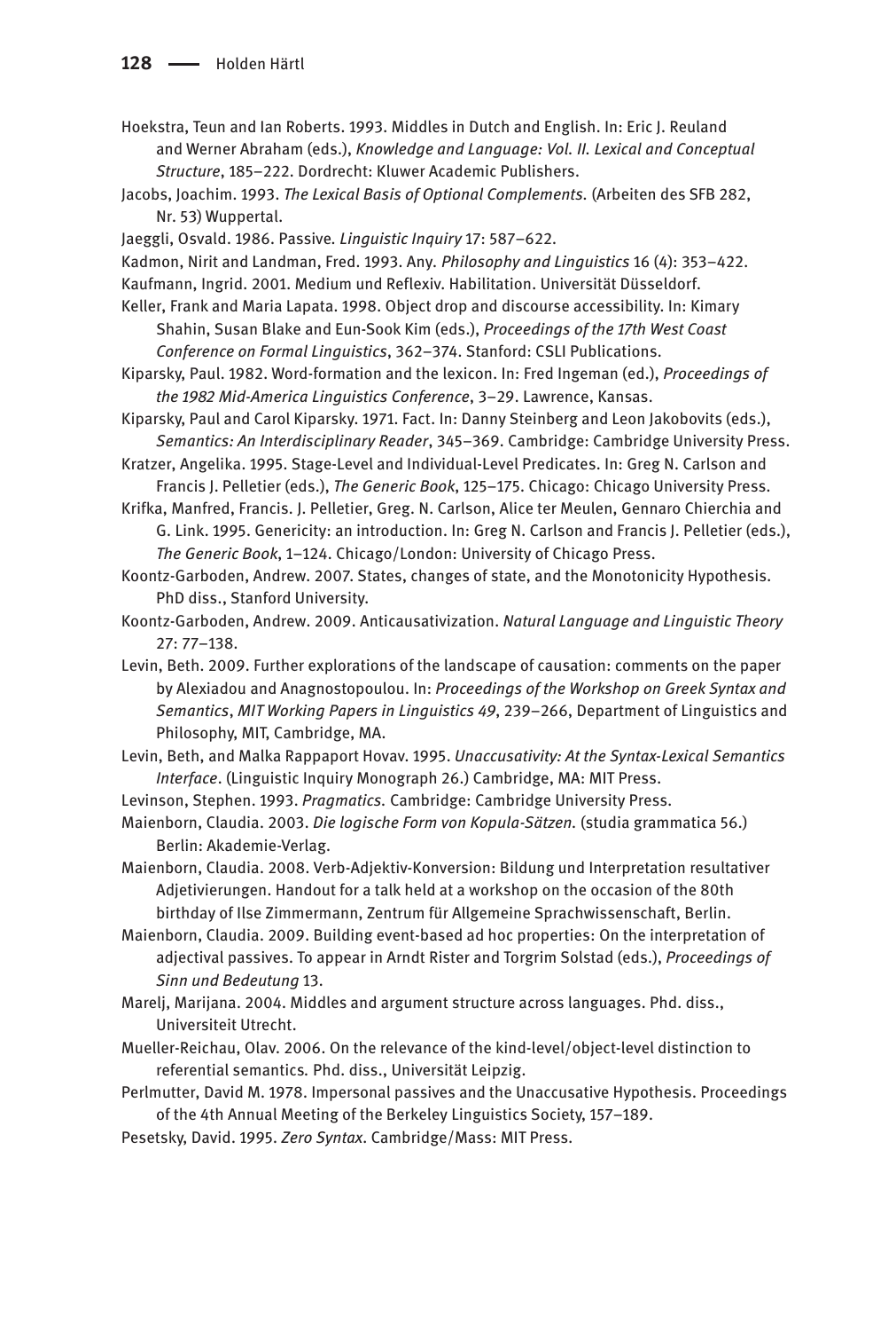Hoekstra, Teun and Ian Roberts. 1993. Middles in Dutch and English. In: Eric J. Reuland and Werner Abraham (eds.), *Knowledge and Language: Vol. II. Lexical and Conceptual Structure*, 185–222. Dordrecht: Kluwer Academic Publishers.

Jacobs, Joachim. 1993. *The Lexical Basis of Optional Complements.* (Arbeiten des SFB 282, Nr. 53) Wuppertal.

Jaeggli, Osvald. 1986. Passive. *Linguistic Inquiry* 17: 587–622.

Kadmon, Nirit and Landman, Fred. 1993. Any. *Philosophy and Linguistics* 16 (4): 353–422.

Kaufmann, Ingrid. 2001. Medium und Reflexiv. Habilitation. Universität Düsseldorf.

Keller, Frank and Maria Lapata. 1998. Object drop and discourse accessibility. In: Kimary Shahin, Susan Blake and Eun-Sook Kim (eds.), *Proceedings of the 17th West Coast Conference on Formal Linguistics*, 362–374. Stanford: CSLI Publications.

Kiparsky, Paul. 1982. Word-formation and the lexicon. In: Fred Ingeman (ed.), *Proceedings of the 1982 Mid-America Linguistics Conference*, 3–29. Lawrence, Kansas.

Kiparsky, Paul and Carol Kiparsky. 1971. Fact. In: Danny Steinberg and Leon Jakobovits (eds.), *Semantics: An Interdisciplinary Reader*, 345–369. Cambridge: Cambridge University Press.

Kratzer, Angelika. 1995. Stage-Level and Individual-Level Predicates. In: Greg N. Carlson and Francis J. Pelletier (eds.), *The Generic Book*, 125–175. Chicago: Chicago University Press.

Krifka, Manfred, Francis. J. Pelletier, Greg. N. Carlson, Alice ter Meulen, Gennaro Chierchia and G. Link. 1995. Genericity: an introduction. In: Greg N. Carlson and Francis J. Pelletier (eds.), *The Generic Book*, 1–124. Chicago/London: University of Chicago Press.

Koontz-Garboden, Andrew. 2007. States, changes of state, and the Monotonicity Hypothesis. PhD diss., Stanford University.

Koontz-Garboden, Andrew. 2009. Anticausativization. *Natural Language and Linguistic Theory* 27: 77–138.

Levin, Beth. 2009. Further explorations of the landscape of causation: comments on the paper by Alexiadou and Anagnostopoulou. In: *Proceedings of the Workshop on Greek Syntax and Semantics*, *MIT Working Papers in Linguistics 49*, 239–266, Department of Linguistics and Philosophy, MIT, Cambridge, MA.

Levin, Beth, and Malka Rappaport Hovav. 1995. *Unaccusativity: At the Syntax-Lexical Semantics Interface*. (Linguistic Inquiry Monograph 26.) Cambridge, MA: MIT Press.

Levinson, Stephen. 1993. *Pragmatics.* Cambridge: Cambridge University Press.

Maienborn, Claudia. 2003. *Die logische Form von Kopula-Sätzen.* (studia grammatica 56.) Berlin: Akademie-Verlag.

Maienborn, Claudia. 2008. Verb-Adjektiv-Konversion: Bildung und Interpretation resultativer Adjetivierungen. Handout for a talk held at a workshop on the occasion of the 80th birthday of Ilse Zimmermann, Zentrum für Allgemeine Sprachwissenschaft, Berlin.

Maienborn, Claudia. 2009. Building event-based ad hoc properties: On the interpretation of adjectival passives. To appear in Arndt Rister and Torgrim Solstad (eds.), *Proceedings of Sinn und Bedeutung* 13.

Marelj, Marijana. 2004. Middles and argument structure across languages. Phd. diss., Universiteit Utrecht.

Mueller-Reichau, Olav. 2006. On the relevance of the kind-level/object-level distinction to referential semantics. Phd. diss., Universität Leipzig.

Perlmutter, David M. 1978. Impersonal passives and the Unaccusative Hypothesis. Proceedings of the 4th Annual Meeting of the Berkeley Linguistics Society, 157–189.

Pesetsky, David. 1995. *Zero Syntax*. Cambridge/Mass: MIT Press.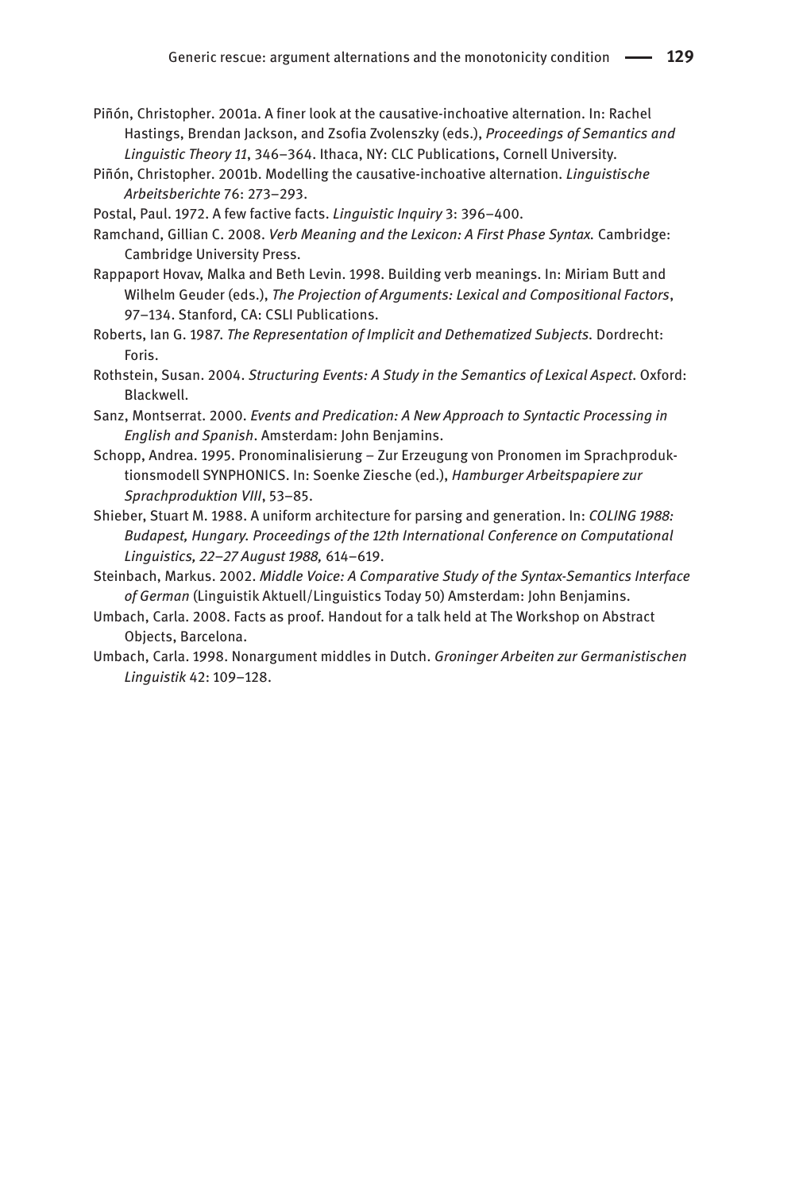Piñón, Christopher. 2001a. A finer look at the causative-inchoative alternation. In: Rachel Hastings, Brendan Jackson, and Zsofia Zvolenszky (eds.), *Proceedings of Semantics and Linguistic Theory 11*, 346–364. Ithaca, NY: CLC Publications, Cornell University.

Piñón, Christopher. 2001b. Modelling the causative-inchoative alternation. *Linguistische Arbeitsberichte* 76: 273–293.

Postal, Paul. 1972. A few factive facts. *Linguistic Inquiry* 3: 396–400.

Ramchand, Gillian C. 2008. *Verb Meaning and the Lexicon: A First Phase Syntax.* Cambridge: Cambridge University Press.

Rappaport Hovav, Malka and Beth Levin. 1998. Building verb meanings. In: Miriam Butt and Wilhelm Geuder (eds.), *The Projection of Arguments: Lexical and Compositional Factors*, 97–134. Stanford, CA: CSLI Publications.

Roberts, Ian G. 1987. *The Representation of Implicit and Dethematized Subjects.* Dordrecht: Foris.

Rothstein, Susan. 2004. *Structuring Events: A Study in the Semantics of Lexical Aspect.* Oxford: Blackwell.

Sanz, Montserrat. 2000. *Events and Predication: A New Approach to Syntactic Processing in English and Spanish*. Amsterdam: John Benjamins.

Schopp, Andrea. 1995. Pronominalisierung – Zur Erzeugung von Pronomen im Sprachproduktionsmodell SYNPHONICS. In: Soenke Ziesche (ed.), *Hamburger Arbeitspapiere zur Sprachproduktion VIII*, 53–85.

Shieber, Stuart M. 1988. A uniform architecture for parsing and generation. In: *COLING 1988: Budapest, Hungary. Proceedings of the 12th International Conference on Computational Linguistics, 22–27 August 1988,* 614–619.

Steinbach, Markus. 2002. *Middle Voice: A Comparative Study of the Syntax-Semantics Interface of German* (Linguistik Aktuell/Linguistics Today 50) Amsterdam: John Benjamins.

Umbach, Carla. 2008. Facts as proof. Handout for a talk held at The Workshop on Abstract Objects, Barcelona.

Umbach, Carla. 1998. Nonargument middles in Dutch. *Groninger Arbeiten zur Germanistischen Linguistik* 42: 109–128.